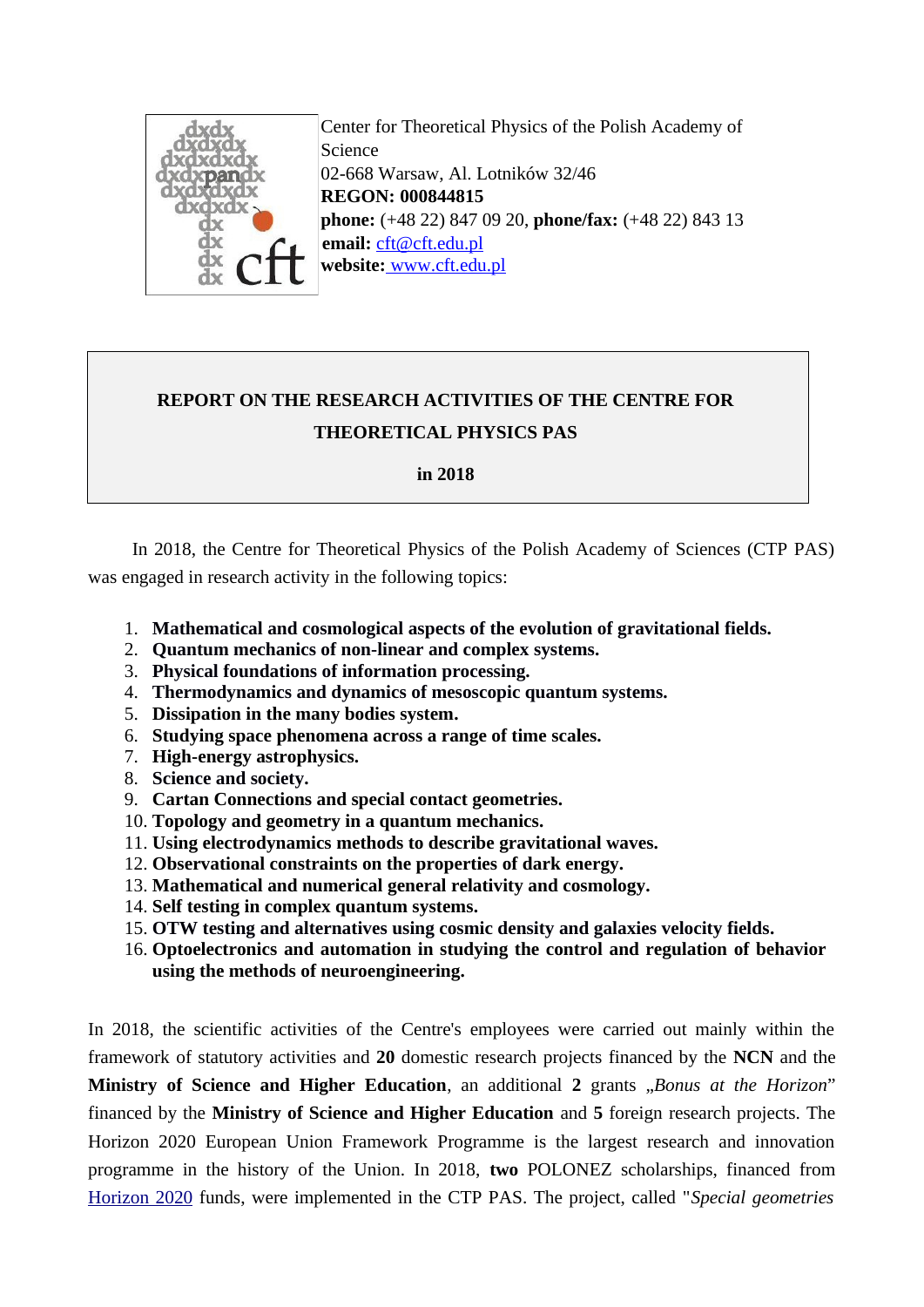Center for Theoretical Physics of the Polish Academy of Science
02-668 Warsaw, Al. Lotników 32/46
**REGON: 000844815**
**phone:** (+48 22) 847 09 20, **phone/fax:** (+48 22) 843 13
**email:** cft@cft.edu.pl
**website:** www.cft.edu.pl

# REPORT ON THE RESEARCH ACTIVITIES OF THE CENTRE FOR THEORETICAL PHYSICS PAS

**in 2018**

In 2018, the Centre for Theoretical Physics of the Polish Academy of Sciences (CTP PAS) was engaged in research activity in the following topics:

1. **Mathematical and cosmological aspects of the evolution of gravitational fields.**
2. **Quantum mechanics of non-linear and complex systems.**
3. **Physical foundations of information processing.**
4. **Thermodynamics and dynamics of mesoscopic quantum systems.**
5. **Dissipation in the many bodies system.**
6. **Studying space phenomena across a range of time scales.**
7. **High-energy astrophysics.**
8. **Science and society.**
9. **Cartan Connections and special contact geometries.**
10. **Topology and geometry in a quantum mechanics.**
11. **Using electrodynamics methods to describe gravitational waves.**
12. **Observational constraints on the properties of dark energy.**
13. **Mathematical and numerical general relativity and cosmology.**
14. **Self testing in complex quantum systems.**
15. **OTW testing and alternatives using cosmic density and galaxies velocity fields.**
16. **Optoelectronics and automation in studying the control and regulation of behavior using the methods of neuroengineering.**

In 2018, the scientific activities of the Centre's employees were carried out mainly within the framework of statutory activities and **20** domestic research projects financed by the **NCN** and the **Ministry of Science and Higher Education**, an additional **2** grants *„Bonus at the Horizon*" financed by the **Ministry of Science and Higher Education** and **5** foreign research projects. The Horizon 2020 European Union Framework Programme is the largest research and innovation programme in the history of the Union. In 2018, **two** POLONEZ scholarships, financed from Horizon 2020 funds, were implemented in the CTP PAS. The project, called "*Special geometries*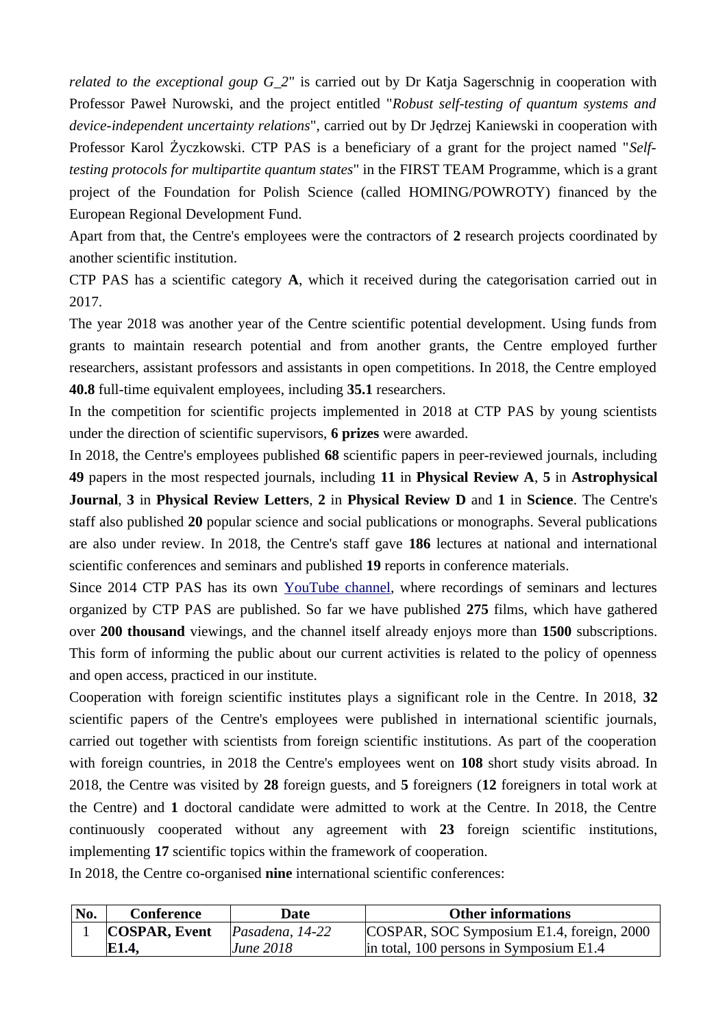*related to the exceptional goup G_2*" is carried out by Dr Katja Sagerschnig in cooperation with Professor Paweł Nurowski, and the project entitled "*Robust self-testing of quantum systems and device-independent uncertainty relations*", carried out by Dr Jędrzej Kaniewski in cooperation with Professor Karol Życzkowski. CTP PAS is a beneficiary of a grant for the project named "*Self-testing protocols for multipartite quantum states*" in the FIRST TEAM Programme, which is a grant project of the Foundation for Polish Science (called HOMING/POWROTY) financed by the European Regional Development Fund.

Apart from that, the Centre's employees were the contractors of **2** research projects coordinated by another scientific institution.

CTP PAS has a scientific category **A**, which it received during the categorisation carried out in 2017.

The year 2018 was another year of the Centre scientific potential development. Using funds from grants to maintain research potential and from another grants, the Centre employed further researchers, assistant professors and assistants in open competitions. In 2018, the Centre employed **40.8** full-time equivalent employees, including **35.1** researchers.

In the competition for scientific projects implemented in 2018 at CTP PAS by young scientists under the direction of scientific supervisors, **6 prizes** were awarded.

In 2018, the Centre's employees published **68** scientific papers in peer-reviewed journals, including **49** papers in the most respected journals, including **11** in **Physical Review A**, **5** in **Astrophysical Journal**, **3** in **Physical Review Letters**, **2** in **Physical Review D** and **1** in **Science**. The Centre's staff also published **20** popular science and social publications or monographs. Several publications are also under review. In 2018, the Centre's staff gave **186** lectures at national and international scientific conferences and seminars and published **19** reports in conference materials.

Since 2014 CTP PAS has its own [YouTube channel](), where recordings of seminars and lectures organized by CTP PAS are published. So far we have published **275** films, which have gathered over **200 thousand** viewings, and the channel itself already enjoys more than **1500** subscriptions. This form of informing the public about our current activities is related to the policy of openness and open access, practiced in our institute.

Cooperation with foreign scientific institutes plays a significant role in the Centre. In 2018, **32** scientific papers of the Centre's employees were published in international scientific journals, carried out together with scientists from foreign scientific institutions. As part of the cooperation with foreign countries, in 2018 the Centre's employees went on **108** short study visits abroad. In 2018, the Centre was visited by **28** foreign guests, and **5** foreigners (**12** foreigners in total work at the Centre) and **1** doctoral candidate were admitted to work at the Centre. In 2018, the Centre continuously cooperated without any agreement with **23** foreign scientific institutions, implementing **17** scientific topics within the framework of cooperation.

In 2018, the Centre co-organised **nine** international scientific conferences:

| No. | Conference | Date | Other informations |
|---|---|---|---|
| 1 | **COSPAR, Event E1.4,** | *Pasadena, 14-22 June 2018* | COSPAR, SOC Symposium E1.4, foreign, 2000 in total, 100 persons in Symposium E1.4 |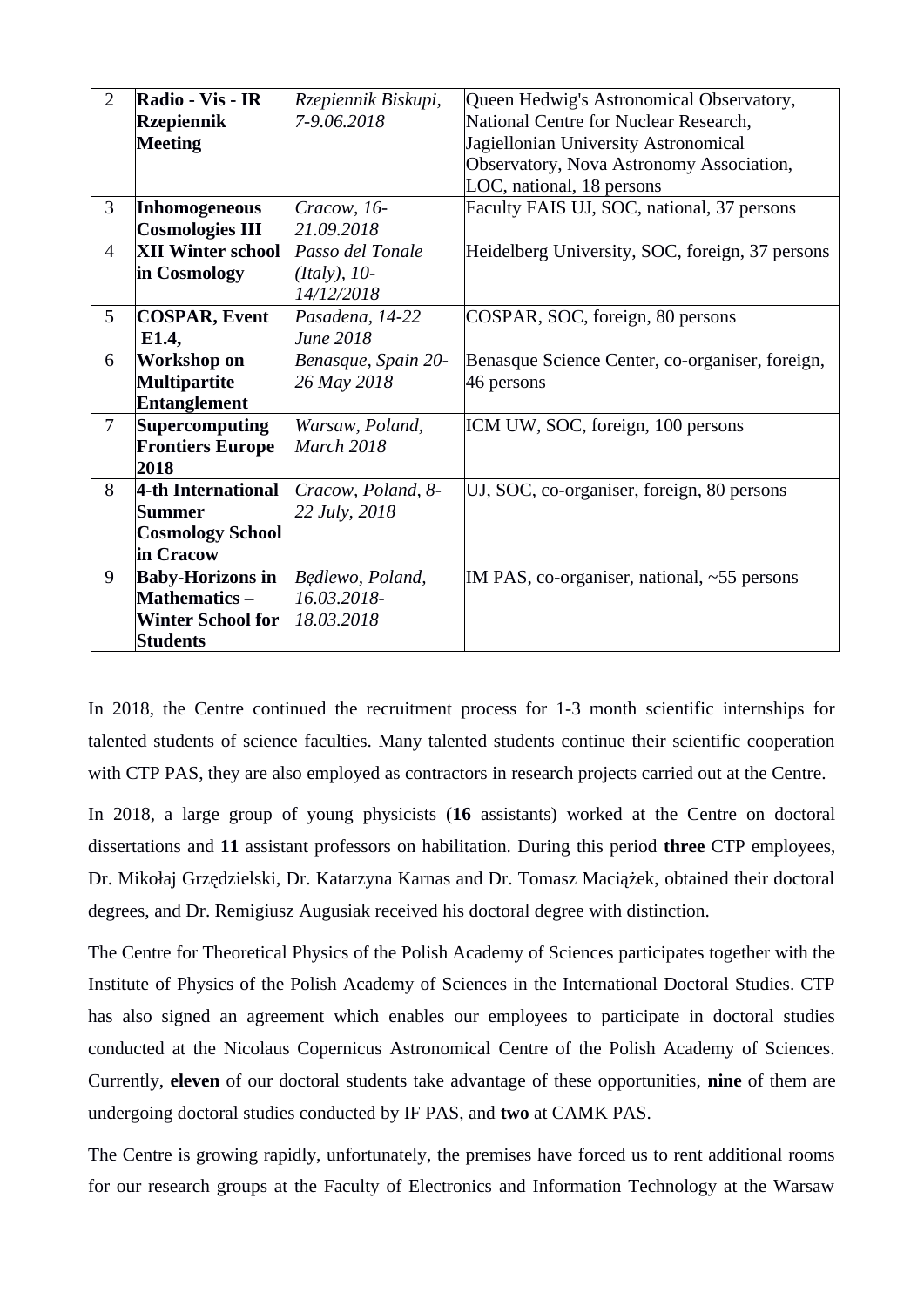| 2 | **Radio - Vis - IR Rzepiennik Meeting** | *Rzepiennik Biskupi, 7-9.06.2018* | Queen Hedwig's Astronomical Observatory, National Centre for Nuclear Research, Jagiellonian University Astronomical Observatory, Nova Astronomy Association, LOC, national, 18 persons |
|---|---|---|---|
| 3 | **Inhomogeneous Cosmologies III** | *Cracow, 16-21.09.2018* | Faculty FAIS UJ, SOC, national, 37 persons |
| 4 | **XII Winter school in Cosmology** | *Passo del Tonale (Italy), 10-14/12/2018* | Heidelberg University, SOC, foreign, 37 persons |
| 5 | **COSPAR, Event E1.4,** | *Pasadena, 14-22 June 2018* | COSPAR, SOC, foreign, 80 persons |
| 6 | **Workshop on Multipartite Entanglement** | *Benasque, Spain 20-26 May 2018* | Benasque Science Center, co-organiser, foreign, 46 persons |
| 7 | **Supercomputing Frontiers Europe 2018** | *Warsaw, Poland, March 2018* | ICM UW, SOC, foreign, 100 persons |
| 8 | **4-th International Summer Cosmology School in Cracow** | *Cracow, Poland, 8-22 July, 2018* | UJ, SOC, co-organiser, foreign, 80 persons |
| 9 | **Baby-Horizons in Mathematics – Winter School for Students** | *Będlewo, Poland, 16.03.2018-18.03.2018* | IM PAS, co-organiser, national, ~55 persons |

In 2018, the Centre continued the recruitment process for 1-3 month scientific internships for talented students of science faculties. Many talented students continue their scientific cooperation with CTP PAS, they are also employed as contractors in research projects carried out at the Centre.

In 2018, a large group of young physicists (**16** assistants) worked at the Centre on doctoral dissertations and **11** assistant professors on habilitation. During this period **three** CTP employees, Dr. Mikołaj Grzędzielski, Dr. Katarzyna Karnas and Dr. Tomasz Maciążek, obtained their doctoral degrees, and Dr. Remigiusz Augusiak received his doctoral degree with distinction.

The Centre for Theoretical Physics of the Polish Academy of Sciences participates together with the Institute of Physics of the Polish Academy of Sciences in the International Doctoral Studies. CTP has also signed an agreement which enables our employees to participate in doctoral studies conducted at the Nicolaus Copernicus Astronomical Centre of the Polish Academy of Sciences. Currently, **eleven** of our doctoral students take advantage of these opportunities, **nine** of them are undergoing doctoral studies conducted by IF PAS, and **two** at CAMK PAS.

The Centre is growing rapidly, unfortunately, the premises have forced us to rent additional rooms for our research groups at the Faculty of Electronics and Information Technology at the Warsaw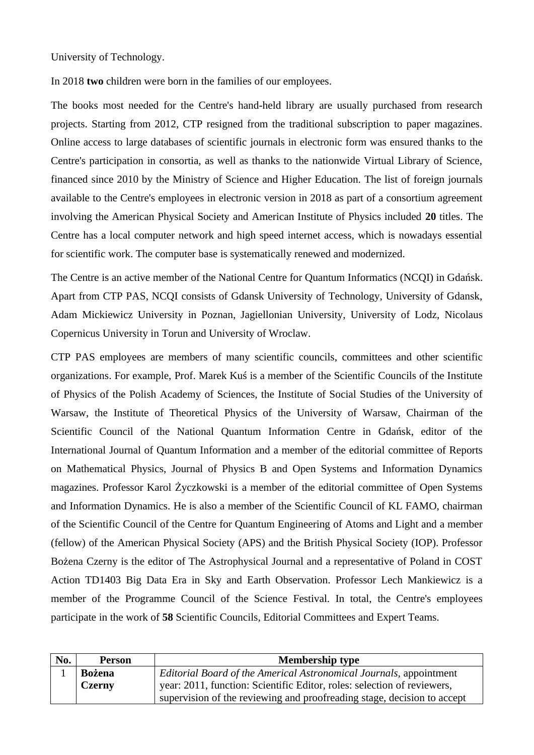University of Technology.

In 2018 **two** children were born in the families of our employees.

The books most needed for the Centre's hand-held library are usually purchased from research projects. Starting from 2012, CTP resigned from the traditional subscription to paper magazines. Online access to large databases of scientific journals in electronic form was ensured thanks to the Centre's participation in consortia, as well as thanks to the nationwide Virtual Library of Science, financed since 2010 by the Ministry of Science and Higher Education. The list of foreign journals available to the Centre's employees in electronic version in 2018 as part of a consortium agreement involving the American Physical Society and American Institute of Physics included **20** titles. The Centre has a local computer network and high speed internet access, which is nowadays essential for scientific work. The computer base is systematically renewed and modernized.

The Centre is an active member of the National Centre for Quantum Informatics (NCQI) in Gdańsk. Apart from CTP PAS, NCQI consists of Gdansk University of Technology, University of Gdansk, Adam Mickiewicz University in Poznan, Jagiellonian University, University of Lodz, Nicolaus Copernicus University in Torun and University of Wroclaw.

CTP PAS employees are members of many scientific councils, committees and other scientific organizations. For example, Prof. Marek Kuś is a member of the Scientific Councils of the Institute of Physics of the Polish Academy of Sciences, the Institute of Social Studies of the University of Warsaw, the Institute of Theoretical Physics of the University of Warsaw, Chairman of the Scientific Council of the National Quantum Information Centre in Gdańsk, editor of the International Journal of Quantum Information and a member of the editorial committee of Reports on Mathematical Physics, Journal of Physics B and Open Systems and Information Dynamics magazines. Professor Karol Życzkowski is a member of the editorial committee of Open Systems and Information Dynamics. He is also a member of the Scientific Council of KL FAMO, chairman of the Scientific Council of the Centre for Quantum Engineering of Atoms and Light and a member (fellow) of the American Physical Society (APS) and the British Physical Society (IOP). Professor Bożena Czerny is the editor of The Astrophysical Journal and a representative of Poland in COST Action TD1403 Big Data Era in Sky and Earth Observation. Professor Lech Mankiewicz is a member of the Programme Council of the Science Festival. In total, the Centre's employees participate in the work of **58** Scientific Councils, Editorial Committees and Expert Teams.

| No. | Person | Membership type |
| --- | --- | --- |
| 1 | **Bożena Czerny** | *Editorial Board of the Americal Astronomical Journals,* appointment year: 2011, function: Scientific Editor, roles: selection of reviewers, supervision of the reviewing and proofreading stage, decision to accept |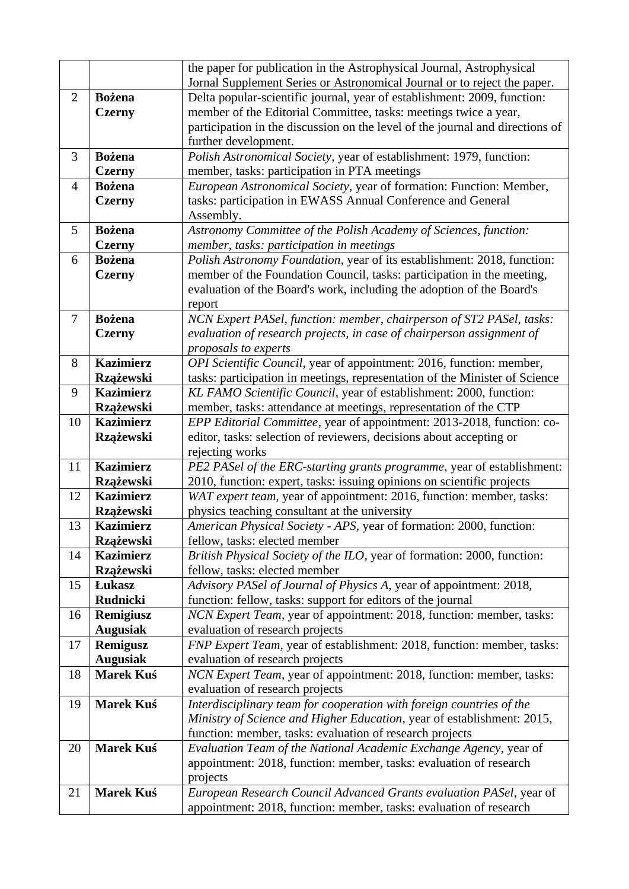| | | |
|---|---|---|
| | | the paper for publication in the Astrophysical Journal, Astrophysical Jornal Supplement Series or Astronomical Journal or to reject the paper. |
| 2 | **Bożena Czerny** | Delta popular-scientific journal, year of establishment: 2009, function: member of the Editorial Committee, tasks: meetings twice a year, participation in the discussion on the level of the journal and directions of further development. |
| 3 | **Bożena Czerny** | *Polish Astronomical Society*, year of establishment: 1979, function: member, tasks: participation in PTA meetings |
| 4 | **Bożena Czerny** | *European Astronomical Society*, year of formation: Function: Member, tasks: participation in EWASS Annual Conference and General Assembly. |
| 5 | **Bożena Czerny** | *Astronomy Committee of the Polish Academy of Sciences, function: member, tasks: participation in meetings* |
| 6 | **Bożena Czerny** | *Polish Astronomy Foundation*, year of its establishment: 2018, function: member of the Foundation Council, tasks: participation in the meeting, evaluation of the Board's work, including the adoption of the Board's report |
| 7 | **Bożena Czerny** | *NCN Expert PASel, function: member, chairperson of ST2 PASel, tasks: evaluation of research projects, in case of chairperson assignment of proposals to experts* |
| 8 | **Kazimierz Rzążewski** | *OPI Scientific Council*, year of appointment: 2016, function: member, tasks: participation in meetings, representation of the Minister of Science |
| 9 | **Kazimierz Rzążewski** | *KL FAMO Scientific Council*, year of establishment: 2000, function: member, tasks: attendance at meetings, representation of the CTP |
| 10 | **Kazimierz Rzążewski** | *EPP Editorial Committee*, year of appointment: 2013-2018, function: co-editor, tasks: selection of reviewers, decisions about accepting or rejecting works |
| 11 | **Kazimierz Rzążewski** | *PE2 PASel of the ERC-starting grants programme*, year of establishment: 2010, function: expert, tasks: issuing opinions on scientific projects |
| 12 | **Kazimierz Rzążewski** | *WAT expert team*, year of appointment: 2016, function: member, tasks: physics teaching consultant at the university |
| 13 | **Kazimierz Rzążewski** | *American Physical Society - APS*, year of formation: 2000, function: fellow, tasks: elected member |
| 14 | **Kazimierz Rzążewski** | *British Physical Society of the ILO*, year of formation: 2000, function: fellow, tasks: elected member |
| 15 | **Łukasz Rudnicki** | *Advisory PASel of Journal of Physics A*, year of appointment: 2018, function: fellow, tasks: support for editors of the journal |
| 16 | **Remigiusz Augusiak** | *NCN Expert Team*, year of appointment: 2018, function: member, tasks: evaluation of research projects |
| 17 | **Remigusz Augusiak** | *FNP Expert Team*, year of establishment: 2018, function: member, tasks: evaluation of research projects |
| 18 | **Marek Kuś** | *NCN Expert Team*, year of appointment: 2018, function: member, tasks: evaluation of research projects |
| 19 | **Marek Kuś** | *Interdisciplinary team for cooperation with foreign countries of the Ministry of Science and Higher Education*, year of establishment: 2015, function: member, tasks: evaluation of research projects |
| 20 | **Marek Kuś** | *Evaluation Team of the National Academic Exchange Agency*, year of appointment: 2018, function: member, tasks: evaluation of research projects |
| 21 | **Marek Kuś** | *European Research Council Advanced Grants evaluation PASel*, year of appointment: 2018, function: member, tasks: evaluation of research |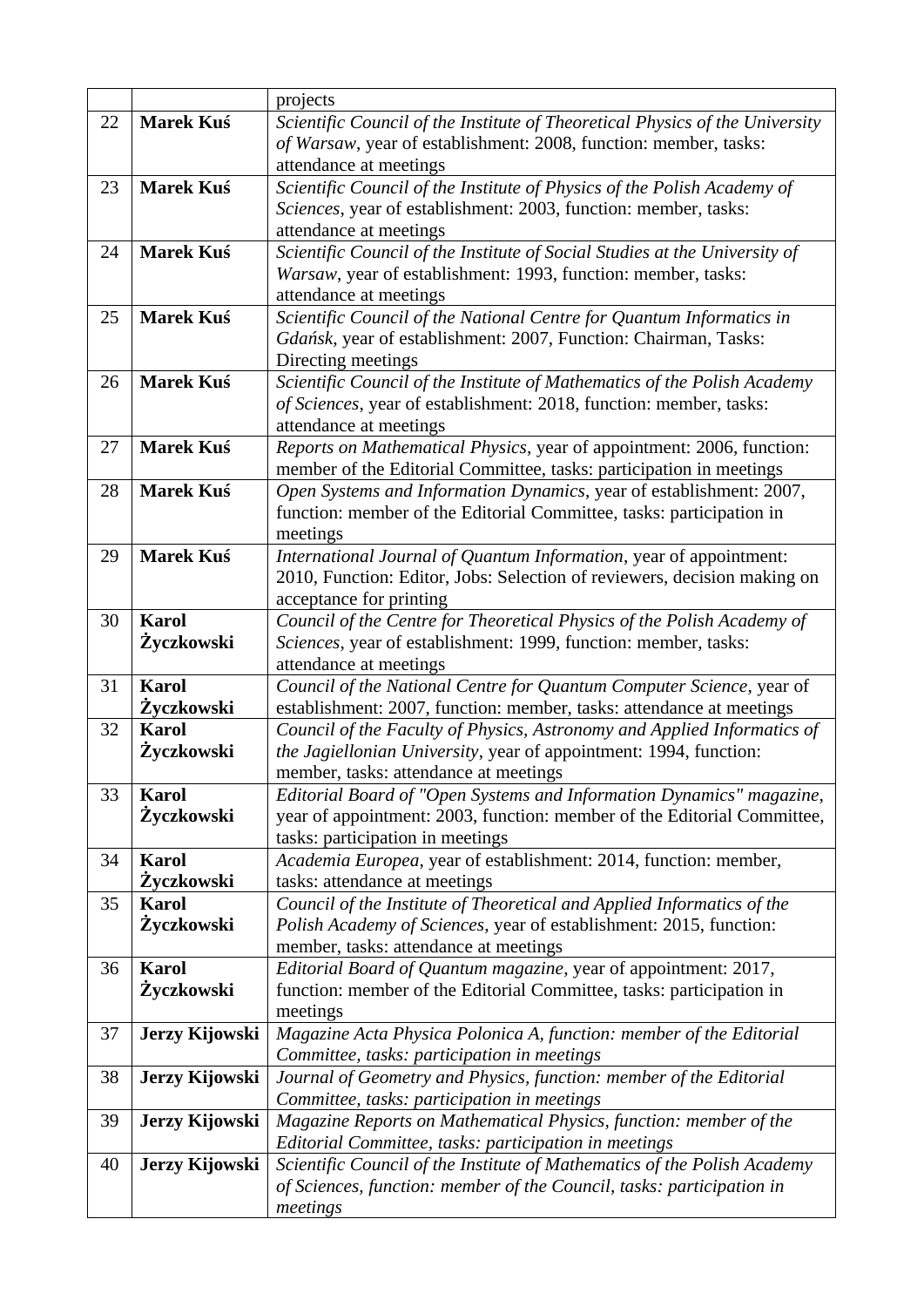| | | projects |
|---|---|---|
| 22 | **Marek Kuś** | *Scientific Council of the Institute of Theoretical Physics of the University of Warsaw*, year of establishment: 2008, function: member, tasks: attendance at meetings |
| 23 | **Marek Kuś** | *Scientific Council of the Institute of Physics of the Polish Academy of Sciences*, year of establishment: 2003, function: member, tasks: attendance at meetings |
| 24 | **Marek Kuś** | *Scientific Council of the Institute of Social Studies at the University of Warsaw*, year of establishment: 1993, function: member, tasks: attendance at meetings |
| 25 | **Marek Kuś** | *Scientific Council of the National Centre for Quantum Informatics in Gdańsk*, year of establishment: 2007, Function: Chairman, Tasks: Directing meetings |
| 26 | **Marek Kuś** | *Scientific Council of the Institute of Mathematics of the Polish Academy of Sciences*, year of establishment: 2018, function: member, tasks: attendance at meetings |
| 27 | **Marek Kuś** | *Reports on Mathematical Physics*, year of appointment: 2006, function: member of the Editorial Committee, tasks: participation in meetings |
| 28 | **Marek Kuś** | *Open Systems and Information Dynamics*, year of establishment: 2007, function: member of the Editorial Committee, tasks: participation in meetings |
| 29 | **Marek Kuś** | *International Journal of Quantum Information*, year of appointment: 2010, Function: Editor, Jobs: Selection of reviewers, decision making on acceptance for printing |
| 30 | **Karol Życzkowski** | *Council of the Centre for Theoretical Physics of the Polish Academy of Sciences*, year of establishment: 1999, function: member, tasks: attendance at meetings |
| 31 | **Karol Życzkowski** | *Council of the National Centre for Quantum Computer Science*, year of establishment: 2007, function: member, tasks: attendance at meetings |
| 32 | **Karol Życzkowski** | *Council of the Faculty of Physics, Astronomy and Applied Informatics of the Jagiellonian University*, year of appointment: 1994, function: member, tasks: attendance at meetings |
| 33 | **Karol Życzkowski** | *Editorial Board of "Open Systems and Information Dynamics" magazine*, year of appointment: 2003, function: member of the Editorial Committee, tasks: participation in meetings |
| 34 | **Karol Życzkowski** | *Academia Europea*, year of establishment: 2014, function: member, tasks: attendance at meetings |
| 35 | **Karol Życzkowski** | *Council of the Institute of Theoretical and Applied Informatics of the Polish Academy of Sciences*, year of establishment: 2015, function: member, tasks: attendance at meetings |
| 36 | **Karol Życzkowski** | *Editorial Board of Quantum magazine*, year of appointment: 2017, function: member of the Editorial Committee, tasks: participation in meetings |
| 37 | **Jerzy Kijowski** | *Magazine Acta Physica Polonica A, function: member of the Editorial Committee, tasks: participation in meetings* |
| 38 | **Jerzy Kijowski** | *Journal of Geometry and Physics, function: member of the Editorial Committee, tasks: participation in meetings* |
| 39 | **Jerzy Kijowski** | *Magazine Reports on Mathematical Physics, function: member of the Editorial Committee, tasks: participation in meetings* |
| 40 | **Jerzy Kijowski** | *Scientific Council of the Institute of Mathematics of the Polish Academy of Sciences, function: member of the Council, tasks: participation in meetings* |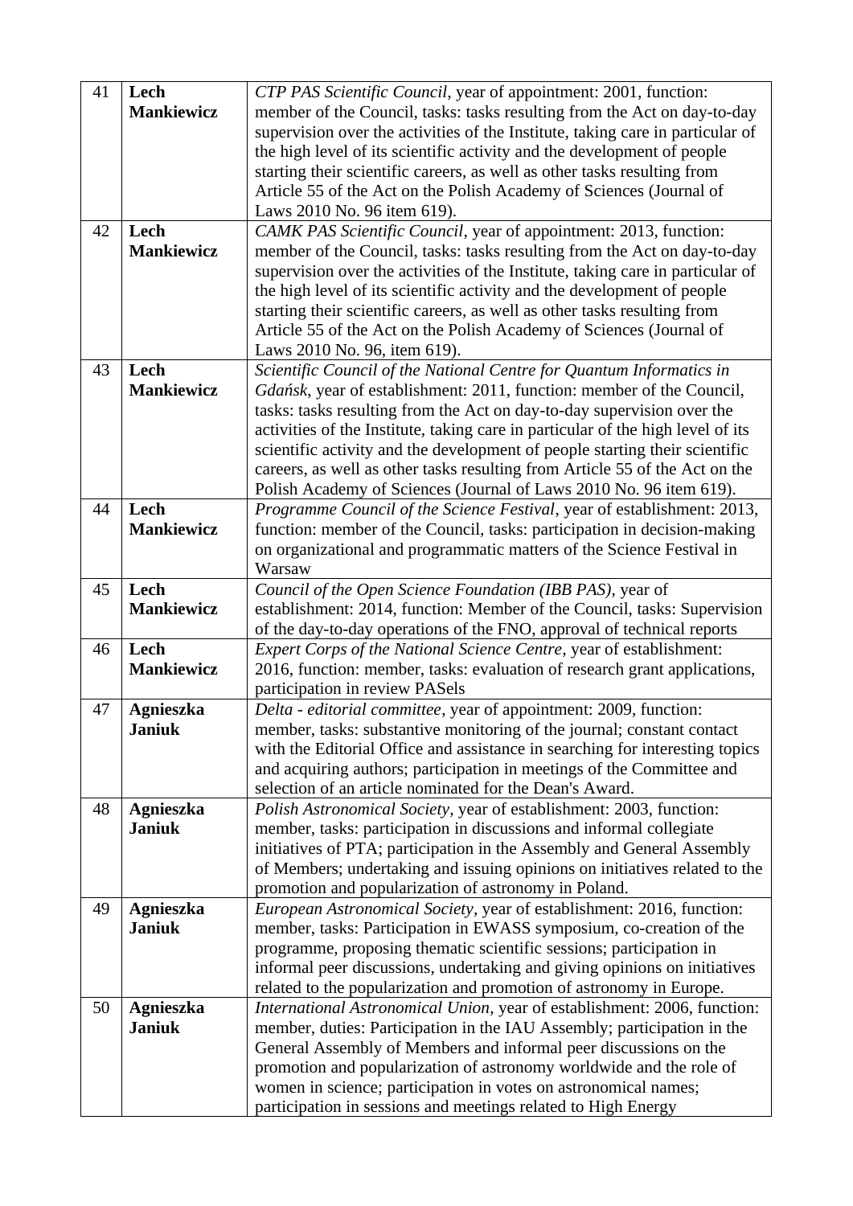| 41 | **Lech Mankiewicz** | *CTP PAS Scientific Council*, year of appointment: 2001, function: member of the Council, tasks: tasks resulting from the Act on day-to-day supervision over the activities of the Institute, taking care in particular of the high level of its scientific activity and the development of people starting their scientific careers, as well as other tasks resulting from Article 55 of the Act on the Polish Academy of Sciences (Journal of Laws 2010 No. 96 item 619). |
|---|---|---|
| 42 | **Lech Mankiewicz** | *CAMK PAS Scientific Council*, year of appointment: 2013, function: member of the Council, tasks: tasks resulting from the Act on day-to-day supervision over the activities of the Institute, taking care in particular of the high level of its scientific activity and the development of people starting their scientific careers, as well as other tasks resulting from Article 55 of the Act on the Polish Academy of Sciences (Journal of Laws 2010 No. 96, item 619). |
| 43 | **Lech Mankiewicz** | *Scientific Council of the National Centre for Quantum Informatics in Gdańsk*, year of establishment: 2011, function: member of the Council, tasks: tasks resulting from the Act on day-to-day supervision over the activities of the Institute, taking care in particular of the high level of its scientific activity and the development of people starting their scientific careers, as well as other tasks resulting from Article 55 of the Act on the Polish Academy of Sciences (Journal of Laws 2010 No. 96 item 619). |
| 44 | **Lech Mankiewicz** | *Programme Council of the Science Festival*, year of establishment: 2013, function: member of the Council, tasks: participation in decision-making on organizational and programmatic matters of the Science Festival in Warsaw |
| 45 | **Lech Mankiewicz** | *Council of the Open Science Foundation (IBB PAS)*, year of establishment: 2014, function: Member of the Council, tasks: Supervision of the day-to-day operations of the FNO, approval of technical reports |
| 46 | **Lech Mankiewicz** | *Expert Corps of the National Science Centre*, year of establishment: 2016, function: member, tasks: evaluation of research grant applications, participation in review PASels |
| 47 | **Agnieszka Janiuk** | *Delta - editorial committee*, year of appointment: 2009, function: member, tasks: substantive monitoring of the journal; constant contact with the Editorial Office and assistance in searching for interesting topics and acquiring authors; participation in meetings of the Committee and selection of an article nominated for the Dean's Award. |
| 48 | **Agnieszka Janiuk** | *Polish Astronomical Society*, year of establishment: 2003, function: member, tasks: participation in discussions and informal collegiate initiatives of PTA; participation in the Assembly and General Assembly of Members; undertaking and issuing opinions on initiatives related to the promotion and popularization of astronomy in Poland. |
| 49 | **Agnieszka Janiuk** | *European Astronomical Society*, year of establishment: 2016, function: member, tasks: Participation in EWASS symposium, co-creation of the programme, proposing thematic scientific sessions; participation in informal peer discussions, undertaking and giving opinions on initiatives related to the popularization and promotion of astronomy in Europe. |
| 50 | **Agnieszka Janiuk** | *International Astronomical Union*, year of establishment: 2006, function: member, duties: Participation in the IAU Assembly; participation in the General Assembly of Members and informal peer discussions on the promotion and popularization of astronomy worldwide and the role of women in science; participation in votes on astronomical names; participation in sessions and meetings related to High Energy |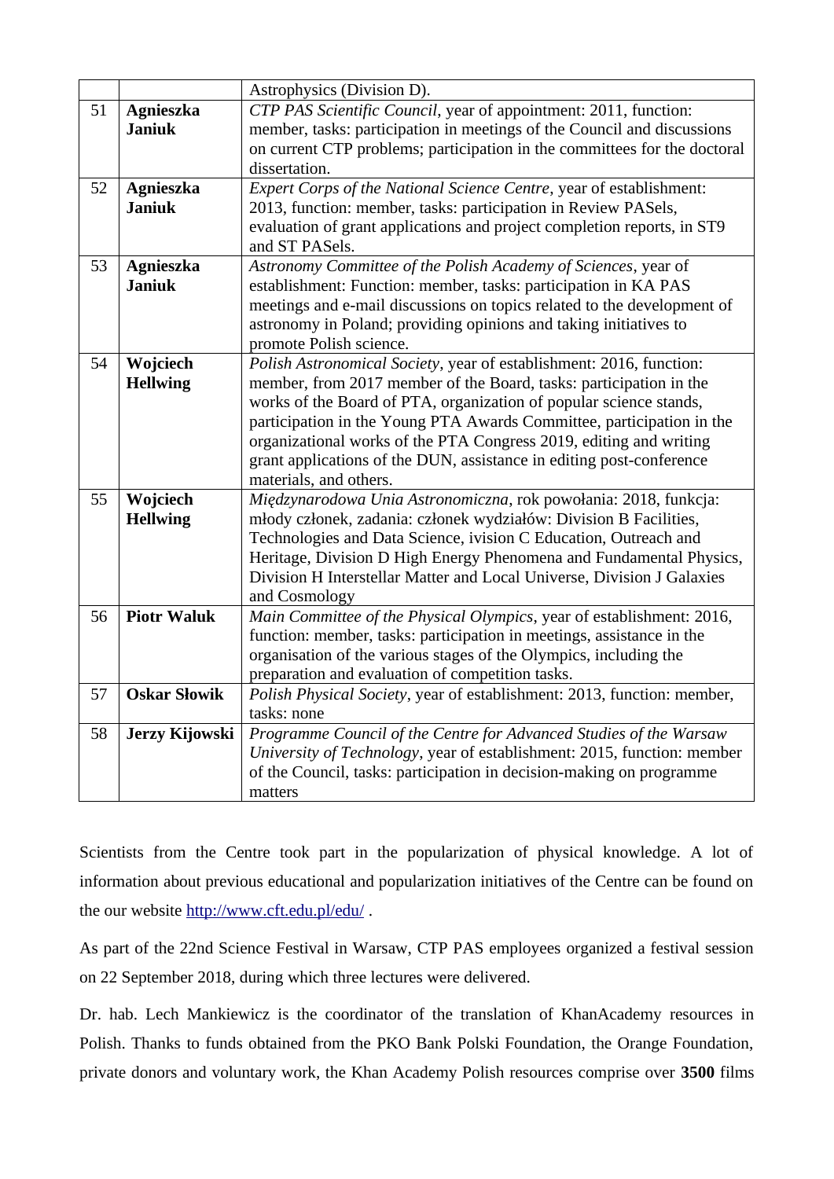| | | |
|---|---|---|
| | | Astrophysics (Division D). |
| 51 | **Agnieszka Janiuk** | *CTP PAS Scientific Council*, year of appointment: 2011, function: member, tasks: participation in meetings of the Council and discussions on current CTP problems; participation in the committees for the doctoral dissertation. |
| 52 | **Agnieszka Janiuk** | *Expert Corps of the National Science Centre*, year of establishment: 2013, function: member, tasks: participation in Review PASels, evaluation of grant applications and project completion reports, in ST9 and ST PASels. |
| 53 | **Agnieszka Janiuk** | *Astronomy Committee of the Polish Academy of Sciences*, year of establishment: Function: member, tasks: participation in KA PAS meetings and e-mail discussions on topics related to the development of astronomy in Poland; providing opinions and taking initiatives to promote Polish science. |
| 54 | **Wojciech Hellwing** | *Polish Astronomical Society*, year of establishment: 2016, function: member, from 2017 member of the Board, tasks: participation in the works of the Board of PTA, organization of popular science stands, participation in the Young PTA Awards Committee, participation in the organizational works of the PTA Congress 2019, editing and writing grant applications of the DUN, assistance in editing post-conference materials, and others. |
| 55 | **Wojciech Hellwing** | *Międzynarodowa Unia Astronomiczna*, rok powołania: 2018, funkcja: młody członek, zadania: członek wydziałów: Division B Facilities, Technologies and Data Science, ivision C Education, Outreach and Heritage, Division D High Energy Phenomena and Fundamental Physics, Division H Interstellar Matter and Local Universe, Division J Galaxies and Cosmology |
| 56 | **Piotr Waluk** | *Main Committee of the Physical Olympics*, year of establishment: 2016, function: member, tasks: participation in meetings, assistance in the organisation of the various stages of the Olympics, including the preparation and evaluation of competition tasks. |
| 57 | **Oskar Słowik** | *Polish Physical Society*, year of establishment: 2013, function: member, tasks: none |
| 58 | **Jerzy Kijowski** | *Programme Council of the Centre for Advanced Studies of the Warsaw University of Technology*, year of establishment: 2015, function: member of the Council, tasks: participation in decision-making on programme matters |

Scientists from the Centre took part in the popularization of physical knowledge. A lot of information about previous educational and popularization initiatives of the Centre can be found on the our website http://www.cft.edu.pl/edu/ .

As part of the 22nd Science Festival in Warsaw, CTP PAS employees organized a festival session on 22 September 2018, during which three lectures were delivered.

Dr. hab. Lech Mankiewicz is the coordinator of the translation of KhanAcademy resources in Polish. Thanks to funds obtained from the PKO Bank Polski Foundation, the Orange Foundation, private donors and voluntary work, the Khan Academy Polish resources comprise over **3500** films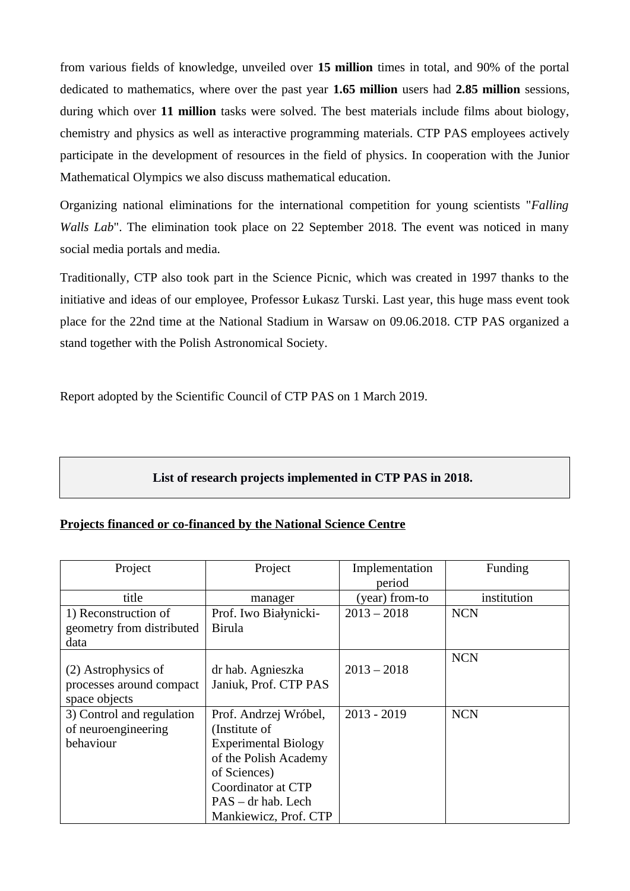from various fields of knowledge, unveiled over **15 million** times in total, and 90% of the portal dedicated to mathematics, where over the past year **1.65 million** users had **2.85 million** sessions, during which over **11 million** tasks were solved. The best materials include films about biology, chemistry and physics as well as interactive programming materials. CTP PAS employees actively participate in the development of resources in the field of physics. In cooperation with the Junior Mathematical Olympics we also discuss mathematical education.

Organizing national eliminations for the international competition for young scientists "*Falling Walls Lab*". The elimination took place on 22 September 2018. The event was noticed in many social media portals and media.

Traditionally, CTP also took part in the Science Picnic, which was created in 1997 thanks to the initiative and ideas of our employee, Professor Łukasz Turski. Last year, this huge mass event took place for the 22nd time at the National Stadium in Warsaw on 09.06.2018. CTP PAS organized a stand together with the Polish Astronomical Society.

Report adopted by the Scientific Council of CTP PAS on 1 March 2019.

## List of research projects implemented in CTP PAS in 2018.

**Projects financed or co-financed by the National Science Centre**

| Project title | Project manager | Implementation period (year) from-to | Funding institution |
|---|---|---|---|
| 1) Reconstruction of geometry from distributed data | Prof. Iwo Białynicki-Birula | 2013 – 2018 | NCN |
| (2) Astrophysics of processes around compact space objects | dr hab. Agnieszka Janiuk, Prof. CTP PAS | 2013 – 2018 | NCN |
| 3) Control and regulation of neuroengineering behaviour | Prof. Andrzej Wróbel, (Institute of Experimental Biology of the Polish Academy of Sciences) Coordinator at CTP PAS – dr hab. Lech Mankiewicz, Prof. CTP | 2013 - 2019 | NCN |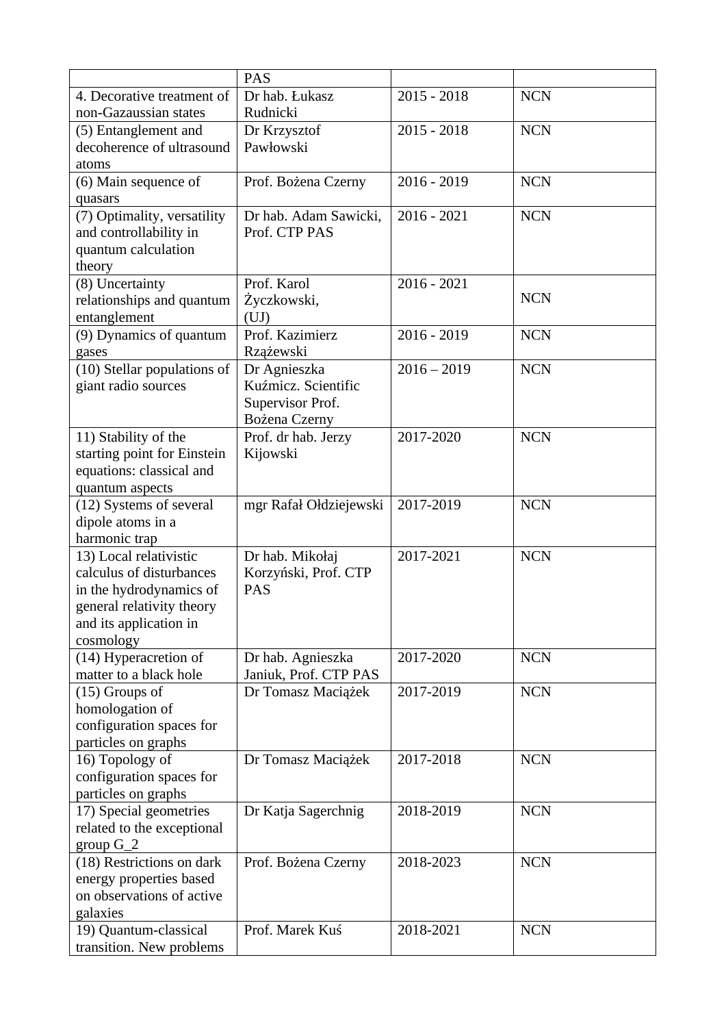| | PAS | | |
|---|---|---|---|
| 4. Decorative treatment of non-Gazaussian states | Dr hab. Łukasz Rudnicki | 2015 - 2018 | NCN |
| (5) Entanglement and decoherence of ultrasound atoms | Dr Krzysztof Pawłowski | 2015 - 2018 | NCN |
| (6) Main sequence of quasars | Prof. Bożena Czerny | 2016 - 2019 | NCN |
| (7) Optimality, versatility and controllability in quantum calculation theory | Dr hab. Adam Sawicki, Prof. CTP PAS | 2016 - 2021 | NCN |
| (8) Uncertainty relationships and quantum entanglement | Prof. Karol Życzkowski, (UJ) | 2016 - 2021 | NCN |
| (9) Dynamics of quantum gases | Prof. Kazimierz Rzążewski | 2016 - 2019 | NCN |
| (10) Stellar populations of giant radio sources | Dr Agnieszka Kuźmicz. Scientific Supervisor Prof. Bożena Czerny | 2016 – 2019 | NCN |
| 11) Stability of the starting point for Einstein equations: classical and quantum aspects | Prof. dr hab. Jerzy Kijowski | 2017-2020 | NCN |
| (12) Systems of several dipole atoms in a harmonic trap | mgr Rafał Ołdziejewski | 2017-2019 | NCN |
| 13) Local relativistic calculus of disturbances in the hydrodynamics of general relativity theory and its application in cosmology | Dr hab. Mikołaj Korzyński, Prof. CTP PAS | 2017-2021 | NCN |
| (14) Hyperacretion of matter to a black hole | Dr hab. Agnieszka Janiuk, Prof. CTP PAS | 2017-2020 | NCN |
| (15) Groups of homologation of configuration spaces for particles on graphs | Dr Tomasz Maciążek | 2017-2019 | NCN |
| 16) Topology of configuration spaces for particles on graphs | Dr Tomasz Maciążek | 2017-2018 | NCN |
| 17) Special geometries related to the exceptional group G_2 | Dr Katja Sagerchnig | 2018-2019 | NCN |
| (18) Restrictions on dark energy properties based on observations of active galaxies | Prof. Bożena Czerny | 2018-2023 | NCN |
| 19) Quantum-classical transition. New problems | Prof. Marek Kuś | 2018-2021 | NCN |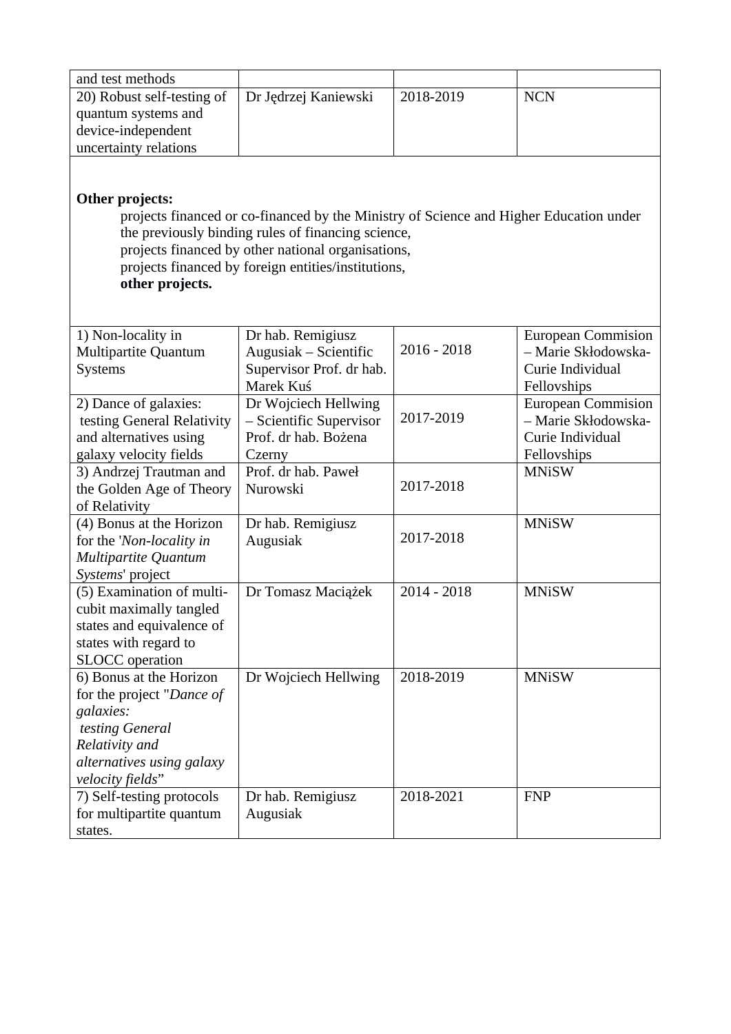| and test methods | | | |
|---|---|---|---|
| 20) Robust self-testing of quantum systems and device-independent uncertainty relations | Dr Jędrzej Kaniewski | 2018-2019 | NCN |

**Other projects:**

projects financed or co-financed by the Ministry of Science and Higher Education under the previously binding rules of financing science,
projects financed by other national organisations,
projects financed by foreign entities/institutions,
**other projects.**

| | | | |
|---|---|---|---|
| 1) Non-locality in Multipartite Quantum Systems | Dr hab. Remigiusz Augusiak – Scientific Supervisor Prof. dr hab. Marek Kuś | 2016 - 2018 | European Commision – Marie Skłodowska-Curie Individual Fellovships |
| 2) Dance of galaxies: testing General Relativity and alternatives using galaxy velocity fields | Dr Wojciech Hellwing – Scientific Supervisor Prof. dr hab. Bożena Czerny | 2017-2019 | European Commision – Marie Skłodowska-Curie Individual Fellovships |
| 3) Andrzej Trautman and the Golden Age of Theory of Relativity | Prof. dr hab. Paweł Nurowski | 2017-2018 | MNiSW |
| (4) Bonus at the Horizon for the '*Non-locality in Multipartite Quantum Systems*' project | Dr hab. Remigiusz Augusiak | 2017-2018 | MNiSW |
| (5) Examination of multi-cubit maximally tangled states and equivalence of states with regard to SLOCC operation | Dr Tomasz Maciążek | 2014 - 2018 | MNiSW |
| 6) Bonus at the Horizon for the project "*Dance of galaxies: testing General Relativity and alternatives using galaxy velocity fields*" | Dr Wojciech Hellwing | 2018-2019 | MNiSW |
| 7) Self-testing protocols for multipartite quantum states. | Dr hab. Remigiusz Augusiak | 2018-2021 | FNP |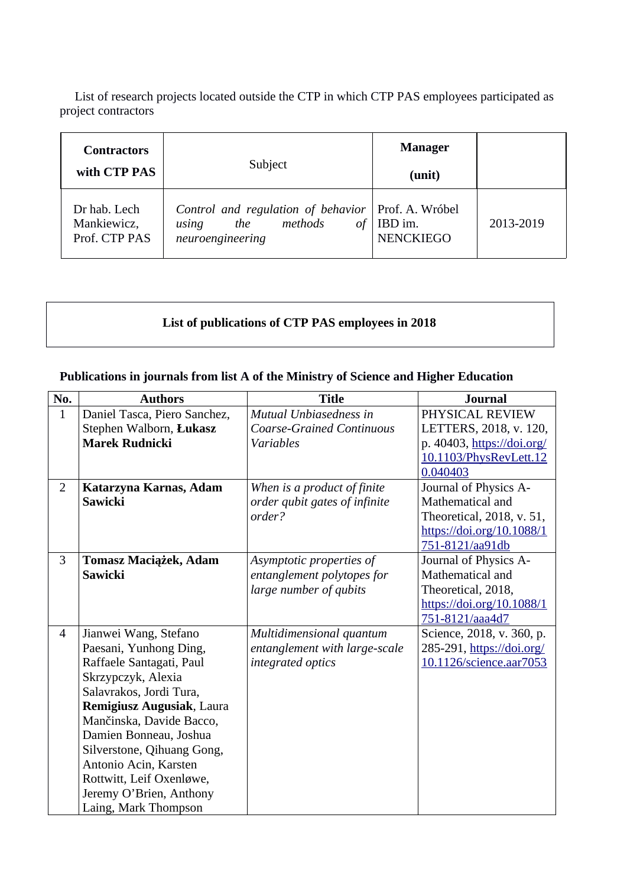List of research projects located outside the CTP in which CTP PAS employees participated as project contractors

| **Contractors with CTP PAS** | Subject | **Manager (unit)** | |
|---|---|---|---|
| Dr hab. Lech Mankiewicz, Prof. CTP PAS | *Control and regulation of behavior using the methods of neuroengineering* | Prof. A. Wróbel IBD im. NENCKIEGO | 2013-2019 |

**List of publications of CTP PAS employees in 2018**

**Publications in journals from list A of the Ministry of Science and Higher Education**

| No. | Authors | Title | Journal |
|---|---|---|---|
| 1 | Daniel Tasca, Piero Sanchez, Stephen Walborn, **Łukasz Marek Rudnicki** | *Mutual Unbiasedness in Coarse-Grained Continuous Variables* | PHYSICAL REVIEW LETTERS, 2018, v. 120, p. 40403, https://doi.org/10.1103/PhysRevLett.120.040403 |
| 2 | **Katarzyna Karnas, Adam Sawicki** | *When is a product of finite order qubit gates of infinite order?* | Journal of Physics A-Mathematical and Theoretical, 2018, v. 51, https://doi.org/10.1088/1751-8121/aa91db |
| 3 | **Tomasz Maciążek, Adam Sawicki** | *Asymptotic properties of entanglement polytopes for large number of qubits* | Journal of Physics A-Mathematical and Theoretical, 2018, https://doi.org/10.1088/1751-8121/aaa4d7 |
| 4 | Jianwei Wang, Stefano Paesani, Yunhong Ding, Raffaele Santagati, Paul Skrzypczyk, Alexia Salavrakos, Jordi Tura, **Remigiusz Augusiak**, Laura Mančinska, Davide Bacco, Damien Bonneau, Joshua Silverstone, Qihuang Gong, Antonio Acin, Karsten Rottwitt, Leif Oxenløwe, Jeremy O'Brien, Anthony Laing, Mark Thompson | *Multidimensional quantum entanglement with large-scale integrated optics* | Science, 2018, v. 360, p. 285-291, https://doi.org/10.1126/science.aar7053 |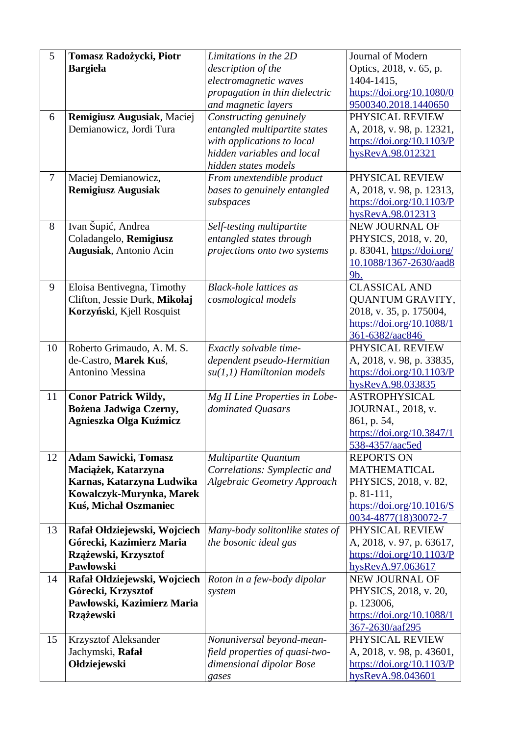| 5 | **Tomasz Radożycki, Piotr Bargieła** | *Limitations in the 2D description of the electromagnetic waves propagation in thin dielectric and magnetic layers* | Journal of Modern Optics, 2018, v. 65, p. 1404-1415, https://doi.org/10.1080/09500340.2018.1440650 |
|---|---|---|---|
| 6 | **Remigiusz Augusiak**, Maciej Demianowicz, Jordi Tura | *Constructing genuinely entangled multipartite states with applications to local hidden variables and local hidden states models* | PHYSICAL REVIEW A, 2018, v. 98, p. 12321, https://doi.org/10.1103/PhysRevA.98.012321 |
| 7 | Maciej Demianowicz, **Remigiusz Augusiak** | *From unextendible product bases to genuinely entangled subspaces* | PHYSICAL REVIEW A, 2018, v. 98, p. 12313, https://doi.org/10.1103/PhysRevA.98.012313 |
| 8 | Ivan Šupić, Andrea Coladangelo, **Remigiusz Augusiak**, Antonio Acin | *Self-testing multipartite entangled states through projections onto two systems* | NEW JOURNAL OF PHYSICS, 2018, v. 20, p. 83041, https://doi.org/10.1088/1367-2630/aad89b. |
| 9 | Eloisa Bentivegna, Timothy Clifton, Jessie Durk, **Mikołaj Korzyński**, Kjell Rosquist | *Black-hole lattices as cosmological models* | CLASSICAL AND QUANTUM GRAVITY, 2018, v. 35, p. 175004, https://doi.org/10.1088/1361-6382/aac846 |
| 10 | Roberto Grimaudo, A. M. S. de-Castro, **Marek Kuś**, Antonino Messina | *Exactly solvable time-dependent pseudo-Hermitian su(1,1) Hamiltonian models* | PHYSICAL REVIEW A, 2018, v. 98, p. 33835, https://doi.org/10.1103/PhysRevA.98.033835 |
| 11 | **Conor Patrick Wildy, Bożena Jadwiga Czerny, Agnieszka Olga Kuźmicz** | *Mg II Line Properties in Lobe-dominated Quasars* | ASTROPHYSICAL JOURNAL, 2018, v. 861, p. 54, https://doi.org/10.3847/1538-4357/aac5ed |
| 12 | **Adam Sawicki, Tomasz Maciążek, Katarzyna Karnas, Katarzyna Ludwika Kowalczyk-Murynka, Marek Kuś, Michał Oszmaniec** | *Multipartite Quantum Correlations: Symplectic and Algebraic Geometry Approach* | REPORTS ON MATHEMATICAL PHYSICS, 2018, v. 82, p. 81-111, https://doi.org/10.1016/S0034-4877(18)30072-7 |
| 13 | **Rafał Ołdziejewski, Wojciech Górecki, Kazimierz Maria Rzążewski, Krzysztof Pawłowski** | *Many-body solitonlike states of the bosonic ideal gas* | PHYSICAL REVIEW A, 2018, v. 97, p. 63617, https://doi.org/10.1103/PhysRevA.97.063617 |
| 14 | **Rafał Ołdziejewski, Wojciech Górecki, Krzysztof Pawłowski, Kazimierz Maria Rzążewski** | *Roton in a few-body dipolar system* | NEW JOURNAL OF PHYSICS, 2018, v. 20, p. 123006, https://doi.org/10.1088/1367-2630/aaf295 |
| 15 | Krzysztof Aleksander Jachymski, **Rafał Ołdziejewski** | *Nonuniversal beyond-mean-field properties of quasi-two-dimensional dipolar Bose gases* | PHYSICAL REVIEW A, 2018, v. 98, p. 43601, https://doi.org/10.1103/PhysRevA.98.043601 |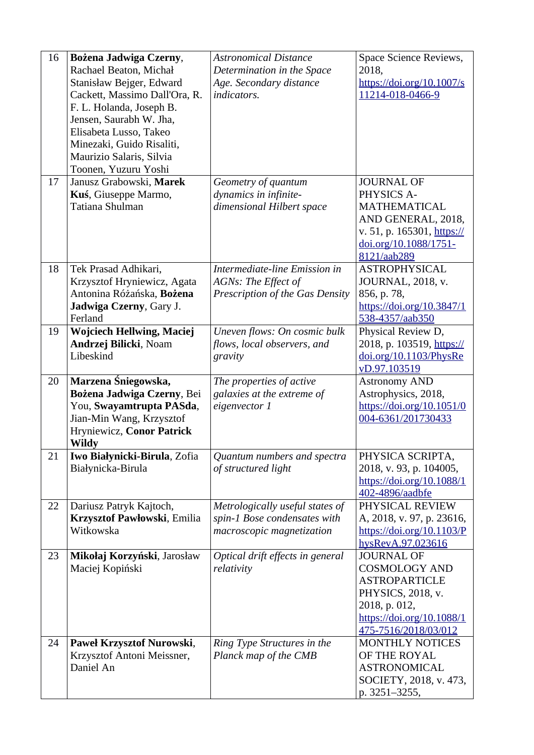| 16 | **Bożena Jadwiga Czerny**, Rachael Beaton, Michał Stanisław Bejger, Edward Cackett, Massimo Dall'Ora, R. F. L. Holanda, Joseph B. Jensen, Saurabh W. Jha, Elisabeta Lusso, Takeo Minezaki, Guido Risaliti, Maurizio Salaris, Silvia Toonen, Yuzuru Yoshi | *Astronomical Distance Determination in the Space Age. Secondary distance indicators.* | Space Science Reviews, 2018, https://doi.org/10.1007/s11214-018-0466-9 |
|---|---|---|---|
| 17 | Janusz Grabowski, **Marek Kuś**, Giuseppe Marmo, Tatiana Shulman | *Geometry of quantum dynamics in infinite-dimensional Hilbert space* | JOURNAL OF PHYSICS A-MATHEMATICAL AND GENERAL, 2018, v. 51, p. 165301, https://doi.org/10.1088/1751-8121/aab289 |
| 18 | Tek Prasad Adhikari, Krzysztof Hryniewicz, Agata Antonina Różańska, **Bożena Jadwiga Czerny**, Gary J. Ferland | *Intermediate-line Emission in AGNs: The Effect of Prescription of the Gas Density* | ASTROPHYSICAL JOURNAL, 2018, v. 856, p. 78, https://doi.org/10.3847/1538-4357/aab350 |
| 19 | **Wojciech Hellwing, Maciej Andrzej Bilicki**, Noam Libeskind | *Uneven flows: On cosmic bulk flows, local observers, and gravity* | Physical Review D, 2018, p. 103519, https://doi.org/10.1103/PhysRevD.97.103519 |
| 20 | **Marzena Śniegowska, Bożena Jadwiga Czerny**, Bei You, **Swayamtrupta PASda**, Jian-Min Wang, Krzysztof Hryniewicz, **Conor Patrick Wildy** | *The properties of active galaxies at the extreme of eigenvector 1* | Astronomy AND Astrophysics, 2018, https://doi.org/10.1051/0004-6361/201730433 |
| 21 | **Iwo Białynicki-Birula**, Zofia Białynicka-Birula | *Quantum numbers and spectra of structured light* | PHYSICA SCRIPTA, 2018, v. 93, p. 104005, https://doi.org/10.1088/1402-4896/aadbfe |
| 22 | Dariusz Patryk Kajtoch, **Krzysztof Pawłowski**, Emilia Witkowska | *Metrologically useful states of spin-1 Bose condensates with macroscopic magnetization* | PHYSICAL REVIEW A, 2018, v. 97, p. 23616, https://doi.org/10.1103/PhysRevA.97.023616 |
| 23 | **Mikołaj Korzyński**, Jarosław Maciej Kopiński | *Optical drift effects in general relativity* | JOURNAL OF COSMOLOGY AND ASTROPARTICLE PHYSICS, 2018, v. 2018, p. 012, https://doi.org/10.1088/1475-7516/2018/03/012 |
| 24 | **Paweł Krzysztof Nurowski**, Krzysztof Antoni Meissner, Daniel An | *Ring Type Structures in the Planck map of the CMB* | MONTHLY NOTICES OF THE ROYAL ASTRONOMICAL SOCIETY, 2018, v. 473, p. 3251–3255, |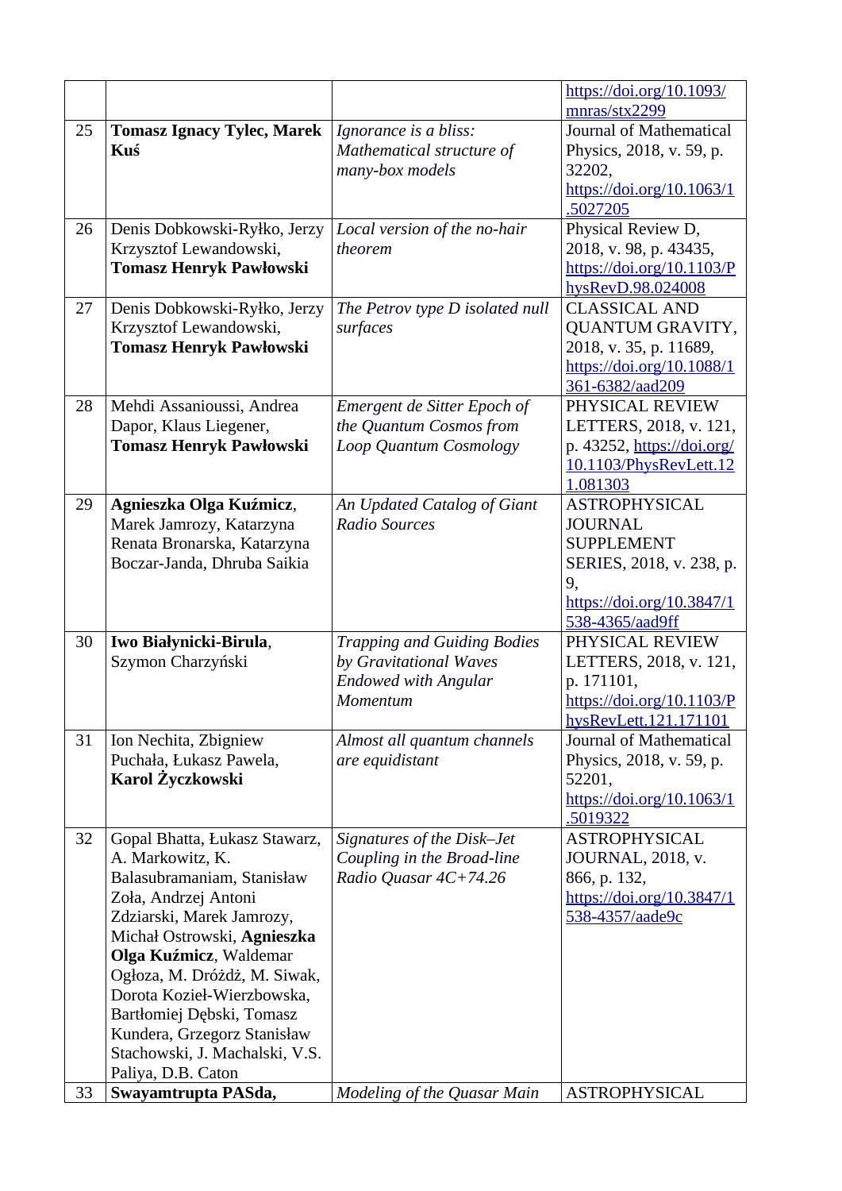|  |  |  | https://doi.org/10.1093/mnras/stx2299 |
|---|---|---|---|
| 25 | **Tomasz Ignacy Tylec, Marek Kuś** | *Ignorance is a bliss: Mathematical structure of many-box models* | Journal of Mathematical Physics, 2018, v. 59, p. 32202, https://doi.org/10.1063/1.5027205 |
| 26 | Denis Dobkowski-Ryłko, Jerzy Krzysztof Lewandowski, **Tomasz Henryk Pawłowski** | *Local version of the no-hair theorem* | Physical Review D, 2018, v. 98, p. 43435, https://doi.org/10.1103/PhysRevD.98.024008 |
| 27 | Denis Dobkowski-Ryłko, Jerzy Krzysztof Lewandowski, **Tomasz Henryk Pawłowski** | *The Petrov type D isolated null surfaces* | CLASSICAL AND QUANTUM GRAVITY, 2018, v. 35, p. 11689, https://doi.org/10.1088/1361-6382/aad209 |
| 28 | Mehdi Assanioussi, Andrea Dapor, Klaus Liegener, **Tomasz Henryk Pawłowski** | *Emergent de Sitter Epoch of the Quantum Cosmos from Loop Quantum Cosmology* | PHYSICAL REVIEW LETTERS, 2018, v. 121, p. 43252, https://doi.org/10.1103/PhysRevLett.121.081303 |
| 29 | **Agnieszka Olga Kuźmicz**, Marek Jamrozy, Katarzyna Renata Bronarska, Katarzyna Boczar-Janda, Dhruba Saikia | *An Updated Catalog of Giant Radio Sources* | ASTROPHYSICAL JOURNAL SUPPLEMENT SERIES, 2018, v. 238, p. 9, https://doi.org/10.3847/1538-4365/aad9ff |
| 30 | **Iwo Białynicki-Birula**, Szymon Charzyński | *Trapping and Guiding Bodies by Gravitational Waves Endowed with Angular Momentum* | PHYSICAL REVIEW LETTERS, 2018, v. 121, p. 171101, https://doi.org/10.1103/PhysRevLett.121.171101 |
| 31 | Ion Nechita, Zbigniew Puchała, Łukasz Pawela, **Karol Życzkowski** | *Almost all quantum channels are equidistant* | Journal of Mathematical Physics, 2018, v. 59, p. 52201, https://doi.org/10.1063/1.5019322 |
| 32 | Gopal Bhatta, Łukasz Stawarz, A. Markowitz, K. Balasubramaniam, Stanisław Zoła, Andrzej Antoni Zdziarski, Marek Jamrozy, Michał Ostrowski, **Agnieszka Olga Kuźmicz**, Waldemar Ogłoza, M. Dróżdż, M. Siwak, Dorota Kozieł-Wierzbowska, Bartłomiej Dębski, Tomasz Kundera, Grzegorz Stanisław Stachowski, J. Machalski, V.S. Paliya, D.B. Caton | *Signatures of the Disk–Jet Coupling in the Broad-line Radio Quasar 4C+74.26* | ASTROPHYSICAL JOURNAL, 2018, v. 866, p. 132, https://doi.org/10.3847/1538-4357/aade9c |
| 33 | **Swayamtrupta PASda,** | *Modeling of the Quasar Main* | ASTROPHYSICAL |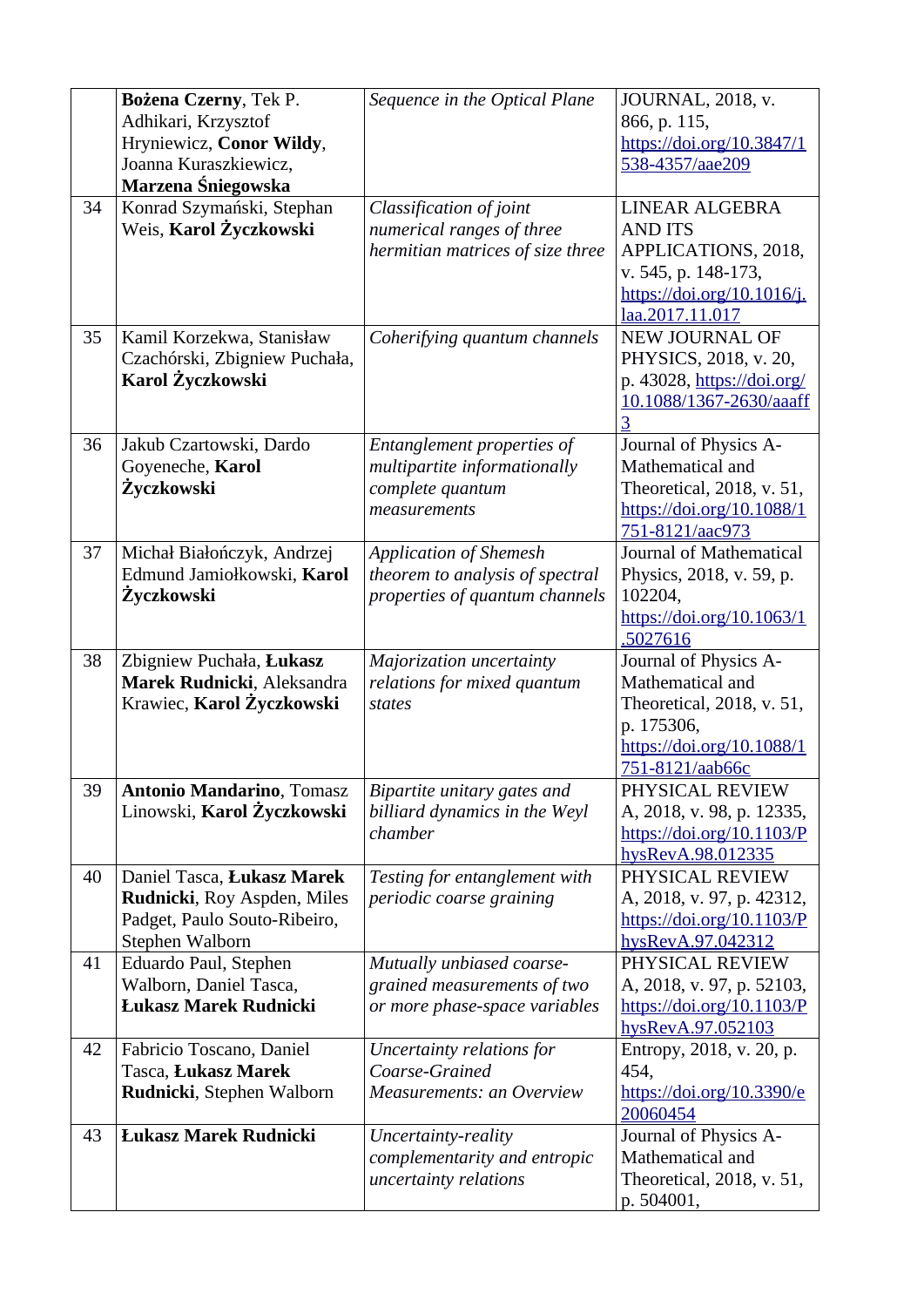| | | | |
|---|---|---|---|
| | **Bożena Czerny**, Tek P. Adhikari, Krzysztof Hryniewicz, **Conor Wildy**, Joanna Kuraszkiewicz, **Marzena Śniegowska** | *Sequence in the Optical Plane* | JOURNAL, 2018, v. 866, p. 115, https://doi.org/10.3847/1538-4357/aae209 |
| 34 | Konrad Szymański, Stephan Weis, **Karol Życzkowski** | *Classification of joint numerical ranges of three hermitian matrices of size three* | LINEAR ALGEBRA AND ITS APPLICATIONS, 2018, v. 545, p. 148-173, https://doi.org/10.1016/j.laa.2017.11.017 |
| 35 | Kamil Korzekwa, Stanisław Czachórski, Zbigniew Puchała, **Karol Życzkowski** | *Coherifying quantum channels* | NEW JOURNAL OF PHYSICS, 2018, v. 20, p. 43028, https://doi.org/10.1088/1367-2630/aaaff3 |
| 36 | Jakub Czartowski, Dardo Goyeneche, **Karol Życzkowski** | *Entanglement properties of multipartite informationally complete quantum measurements* | Journal of Physics A-Mathematical and Theoretical, 2018, v. 51, https://doi.org/10.1088/1751-8121/aac973 |
| 37 | Michał Białończyk, Andrzej Edmund Jamiołkowski, **Karol Życzkowski** | *Application of Shemesh theorem to analysis of spectral properties of quantum channels* | Journal of Mathematical Physics, 2018, v. 59, p. 102204, https://doi.org/10.1063/1.5027616 |
| 38 | Zbigniew Puchała, **Łukasz Marek Rudnicki**, Aleksandra Krawiec, **Karol Życzkowski** | *Majorization uncertainty relations for mixed quantum states* | Journal of Physics A-Mathematical and Theoretical, 2018, v. 51, p. 175306, https://doi.org/10.1088/1751-8121/aab66c |
| 39 | **Antonio Mandarino**, Tomasz Linowski, **Karol Życzkowski** | *Bipartite unitary gates and billiard dynamics in the Weyl chamber* | PHYSICAL REVIEW A, 2018, v. 98, p. 12335, https://doi.org/10.1103/PhysRevA.98.012335 |
| 40 | Daniel Tasca, **Łukasz Marek Rudnicki**, Roy Aspden, Miles Padget, Paulo Souto-Ribeiro, Stephen Walborn | *Testing for entanglement with periodic coarse graining* | PHYSICAL REVIEW A, 2018, v. 97, p. 42312, https://doi.org/10.1103/PhysRevA.97.042312 |
| 41 | Eduardo Paul, Stephen Walborn, Daniel Tasca, **Łukasz Marek Rudnicki** | *Mutually unbiased coarse-grained measurements of two or more phase-space variables* | PHYSICAL REVIEW A, 2018, v. 97, p. 52103, https://doi.org/10.1103/PhysRevA.97.052103 |
| 42 | Fabricio Toscano, Daniel Tasca, **Łukasz Marek Rudnicki**, Stephen Walborn | *Uncertainty relations for Coarse-Grained Measurements: an Overview* | Entropy, 2018, v. 20, p. 454, https://doi.org/10.3390/e20060454 |
| 43 | **Łukasz Marek Rudnicki** | *Uncertainty-reality complementarity and entropic uncertainty relations* | Journal of Physics A-Mathematical and Theoretical, 2018, v. 51, p. 504001, |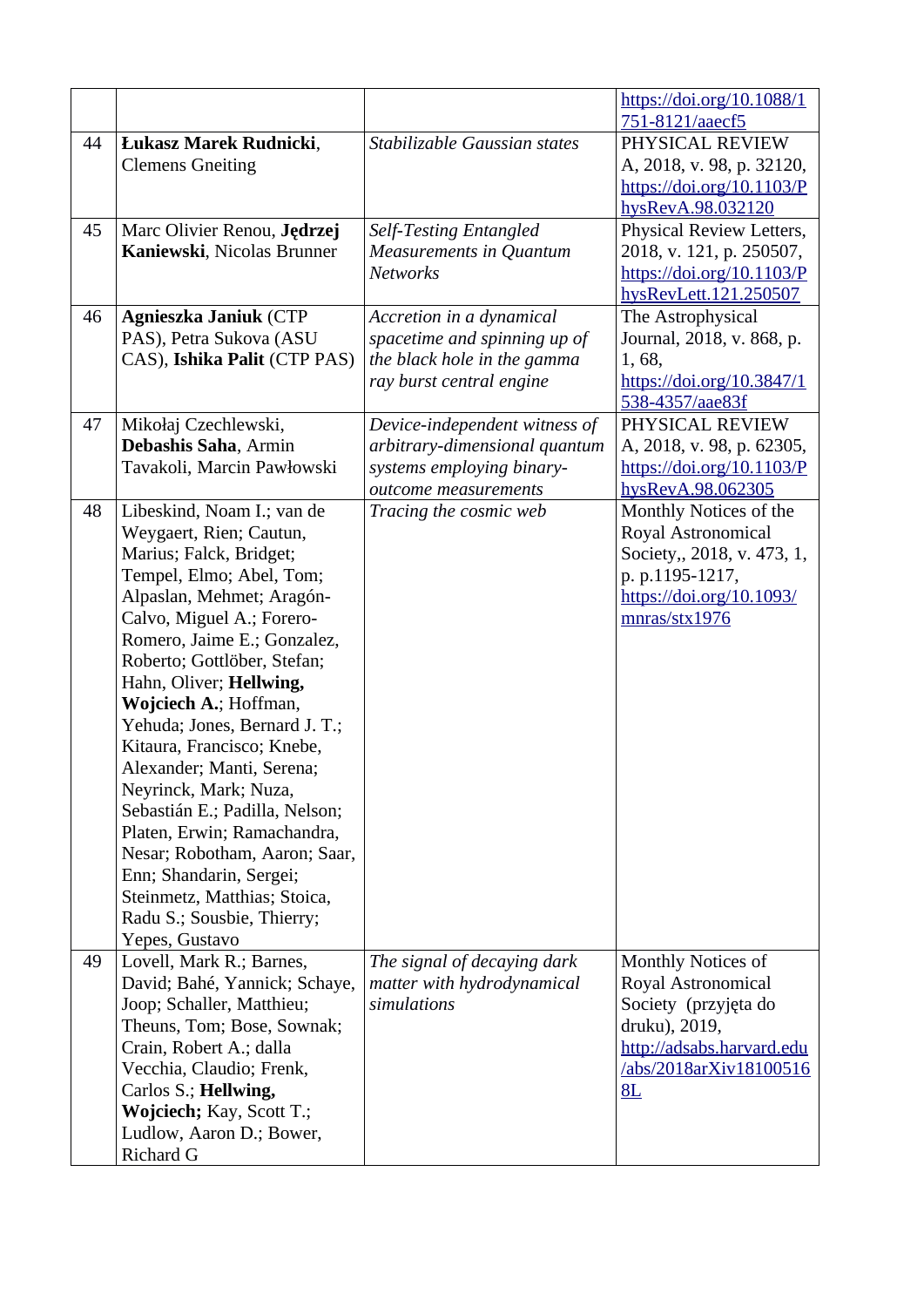| | | | |
|---|---|---|---|
| | | | https://doi.org/10.1088/1751-8121/aaecf5 |
| 44 | **Łukasz Marek Rudnicki**, Clemens Gneiting | *Stabilizable Gaussian states* | PHYSICAL REVIEW A, 2018, v. 98, p. 32120, https://doi.org/10.1103/PhysRevA.98.032120 |
| 45 | Marc Olivier Renou, **Jędrzej Kaniewski**, Nicolas Brunner | *Self-Testing Entangled Measurements in Quantum Networks* | Physical Review Letters, 2018, v. 121, p. 250507, https://doi.org/10.1103/PhysRevLett.121.250507 |
| 46 | **Agnieszka Janiuk** (CTP PAS), Petra Sukova (ASU CAS), **Ishika Palit** (CTP PAS) | *Accretion in a dynamical spacetime and spinning up of the black hole in the gamma ray burst central engine* | The Astrophysical Journal, 2018, v. 868, p. 1, 68, https://doi.org/10.3847/1538-4357/aae83f |
| 47 | Mikołaj Czechlewski, **Debashis Saha**, Armin Tavakoli, Marcin Pawłowski | *Device-independent witness of arbitrary-dimensional quantum systems employing binary-outcome measurements* | PHYSICAL REVIEW A, 2018, v. 98, p. 62305, https://doi.org/10.1103/PhysRevA.98.062305 |
| 48 | Libeskind, Noam I.; van de Weygaert, Rien; Cautun, Marius; Falck, Bridget; Tempel, Elmo; Abel, Tom; Alpaslan, Mehmet; Aragón-Calvo, Miguel A.; Forero-Romero, Jaime E.; Gonzalez, Roberto; Gottlöber, Stefan; Hahn, Oliver; **Hellwing, Wojciech A.**; Hoffman, Yehuda; Jones, Bernard J. T.; Kitaura, Francisco; Knebe, Alexander; Manti, Serena; Neyrinck, Mark; Nuza, Sebastián E.; Padilla, Nelson; Platen, Erwin; Ramachandra, Nesar; Robotham, Aaron; Saar, Enn; Shandarin, Sergei; Steinmetz, Matthias; Stoica, Radu S.; Sousbie, Thierry; Yepes, Gustavo | *Tracing the cosmic web* | Monthly Notices of the Royal Astronomical Society,, 2018, v. 473, 1, p. p.1195-1217, https://doi.org/10.1093/mnras/stx1976 |
| 49 | Lovell, Mark R.; Barnes, David; Bahé, Yannick; Schaye, Joop; Schaller, Matthieu; Theuns, Tom; Bose, Sownak; Crain, Robert A.; dalla Vecchia, Claudio; Frenk, Carlos S.; **Hellwing, Wojciech;** Kay, Scott T.; Ludlow, Aaron D.; Bower, Richard G | *The signal of decaying dark matter with hydrodynamical simulations* | Monthly Notices of Royal Astronomical Society (przyjęta do druku), 2019, http://adsabs.harvard.edu/abs/2018arXiv181005168L |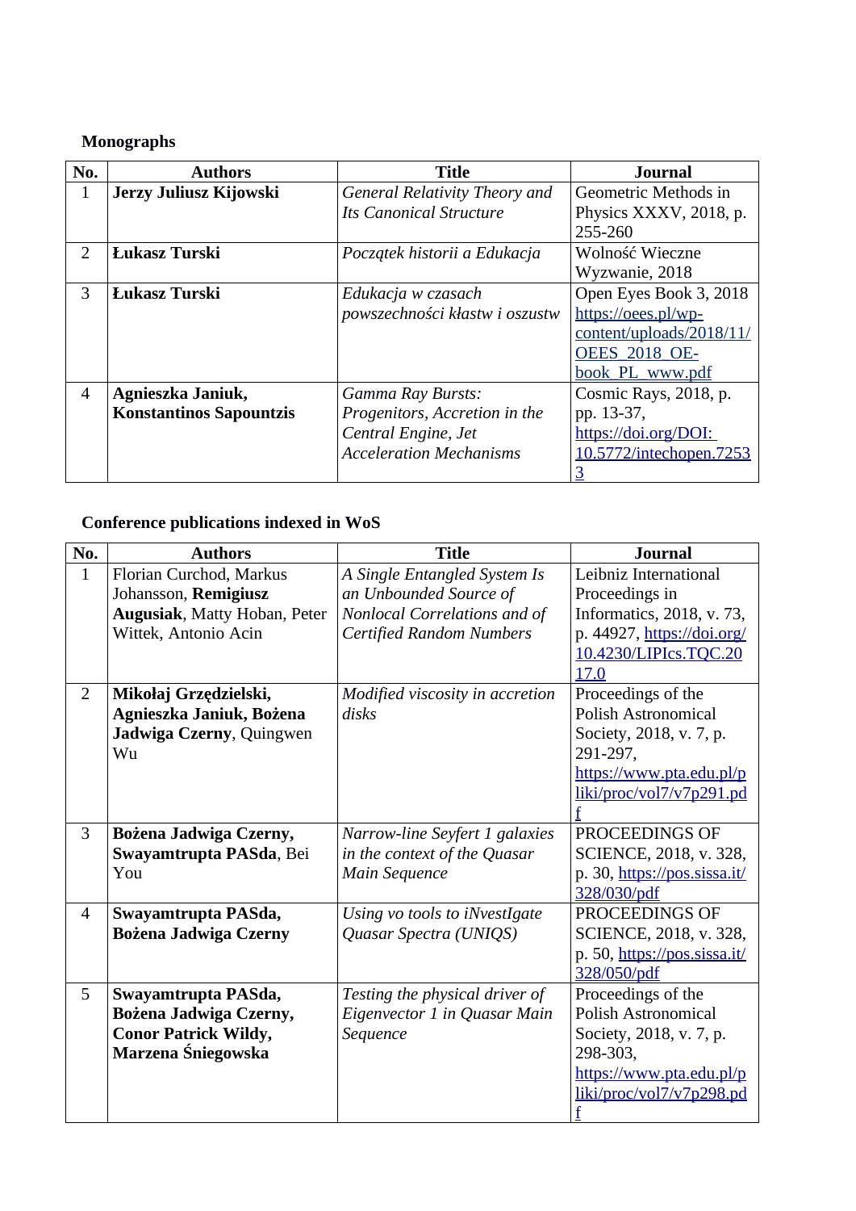**Monographs**

| No. | Authors | Title | Journal |
|---|---|---|---|
| 1 | **Jerzy Juliusz Kijowski** | *General Relativity Theory and Its Canonical Structure* | Geometric Methods in Physics XXXV, 2018, p. 255-260 |
| 2 | **Łukasz Turski** | *Początek historii a Edukacja* | Wolność Wieczne Wyzwanie, 2018 |
| 3 | **Łukasz Turski** | *Edukacja w czasach powszechności kłastw i oszustw* | Open Eyes Book 3, 2018 https://oees.pl/wp-content/uploads/2018/11/OEES_2018_OE-book_PL_www.pdf |
| 4 | **Agnieszka Janiuk, Konstantinos Sapountzis** | *Gamma Ray Bursts: Progenitors, Accretion in the Central Engine, Jet Acceleration Mechanisms* | Cosmic Rays, 2018, p. pp. 13-37, https://doi.org/DOI: 10.5772/intechopen.72533 |

**Conference publications indexed in WoS**

| No. | Authors | Title | Journal |
|---|---|---|---|
| 1 | Florian Curchod, Markus Johansson, **Remigiusz Augusiak**, Matty Hoban, Peter Wittek, Antonio Acin | *A Single Entangled System Is an Unbounded Source of Nonlocal Correlations and of Certified Random Numbers* | Leibniz International Proceedings in Informatics, 2018, v. 73, p. 44927, https://doi.org/10.4230/LIPIcs.TQC.2017.0 |
| 2 | **Mikołaj Grzędzielski, Agnieszka Janiuk, Bożena Jadwiga Czerny**, Quingwen Wu | *Modified viscosity in accretion disks* | Proceedings of the Polish Astronomical Society, 2018, v. 7, p. 291-297, https://www.pta.edu.pl/pliki/proc/vol7/v7p291.pdf |
| 3 | **Bożena Jadwiga Czerny, Swayamtrupta PASda**, Bei You | *Narrow-line Seyfert 1 galaxies in the context of the Quasar Main Sequence* | PROCEEDINGS OF SCIENCE, 2018, v. 328, p. 30, https://pos.sissa.it/328/030/pdf |
| 4 | **Swayamtrupta PASda, Bożena Jadwiga Czerny** | *Using vo tools to iNvestIgate Quasar Spectra (UNIQS)* | PROCEEDINGS OF SCIENCE, 2018, v. 328, p. 50, https://pos.sissa.it/328/050/pdf |
| 5 | **Swayamtrupta PASda, Bożena Jadwiga Czerny, Conor Patrick Wildy, Marzena Śniegowska** | *Testing the physical driver of Eigenvector 1 in Quasar Main Sequence* | Proceedings of the Polish Astronomical Society, 2018, v. 7, p. 298-303, https://www.pta.edu.pl/pliki/proc/vol7/v7p298.pdf |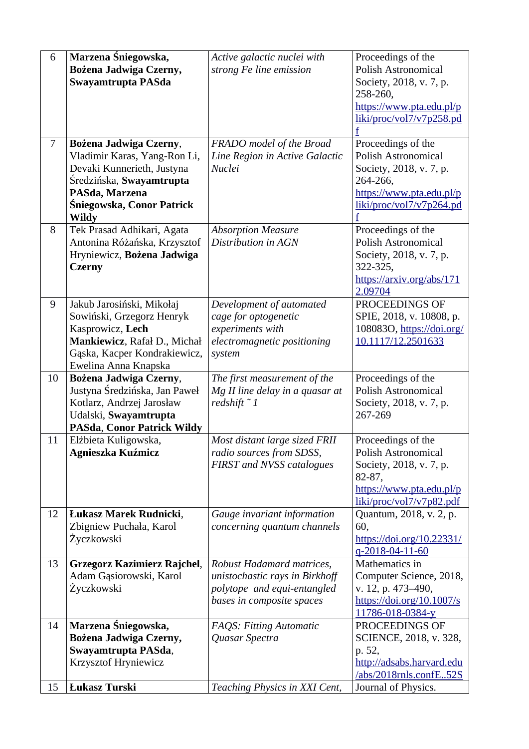| 6 | **Marzena Śniegowska, Bożena Jadwiga Czerny, Swayamtrupta PASda** | *Active galactic nuclei with strong Fe line emission* | Proceedings of the Polish Astronomical Society, 2018, v. 7, p. 258-260, https://www.pta.edu.pl/pliki/proc/vol7/v7p258.pdf |
|---|---|---|---|
| 7 | **Bożena Jadwiga Czerny**, Vladimir Karas, Yang-Ron Li, Devaki Kunnerieth, Justyna Średzińska, **Swayamtrupta PASda, Marzena Śniegowska, Conor Patrick Wildy** | *FRADO model of the Broad Line Region in Active Galactic Nuclei* | Proceedings of the Polish Astronomical Society, 2018, v. 7, p. 264-266, https://www.pta.edu.pl/pliki/proc/vol7/v7p264.pdf |
| 8 | Tek Prasad Adhikari, Agata Antonina Różańska, Krzysztof Hryniewicz, **Bożena Jadwiga Czerny** | *Absorption Measure Distribution in AGN* | Proceedings of the Polish Astronomical Society, 2018, v. 7, p. 322-325, https://arxiv.org/abs/1712.09704 |
| 9 | Jakub Jarosiński, Mikołaj Sowiński, Grzegorz Henryk Kasprowicz, **Lech Mankiewicz**, Rafał D., Michał Gąska, Kacper Kondrakiewicz, Ewelina Anna Knapska | *Development of automated cage for optogenetic experiments with electromagnetic positioning system* | PROCEEDINGS OF SPIE, 2018, v. 10808, p. 108083O, https://doi.org/10.1117/12.2501633 |
| 10 | **Bożena Jadwiga Czerny**, Justyna Średzińska, Jan Paweł Kotlarz, Andrzej Jarosław Udalski, **Swayamtrupta PASda**, **Conor Patrick Wildy** | *The first measurement of the Mg II line delay in a quasar at redshift ˜ 1* | Proceedings of the Polish Astronomical Society, 2018, v. 7, p. 267-269 |
| 11 | Elżbieta Kuligowska, **Agnieszka Kuźmicz** | *Most distant large sized FRII radio sources from SDSS, FIRST and NVSS catalogues* | Proceedings of the Polish Astronomical Society, 2018, v. 7, p. 82-87, https://www.pta.edu.pl/pliki/proc/vol7/v7p82.pdf |
| 12 | **Łukasz Marek Rudnicki**, Zbigniew Puchała, Karol Życzkowski | *Gauge invariant information concerning quantum channels* | Quantum, 2018, v. 2, p. 60, https://doi.org/10.22331/q-2018-04-11-60 |
| 13 | **Grzegorz Kazimierz Rajchel**, Adam Gąsiorowski, Karol Życzkowski | *Robust Hadamard matrices, unistochastic rays in Birkhoff polytope and equi-entangled bases in composite spaces* | Mathematics in Computer Science, 2018, v. 12, p. 473–490, https://doi.org/10.1007/s11786-018-0384-y |
| 14 | **Marzena Śniegowska, Bożena Jadwiga Czerny, Swayamtrupta PASda**, Krzysztof Hryniewicz | *FAQS: Fitting Automatic Quasar Spectra* | PROCEEDINGS OF SCIENCE, 2018, v. 328, p. 52, http://adsabs.harvard.edu/abs/2018rnls.confE..52S |
| 15 | **Łukasz Turski** | *Teaching Physics in XXI Cent,* | Journal of Physics. |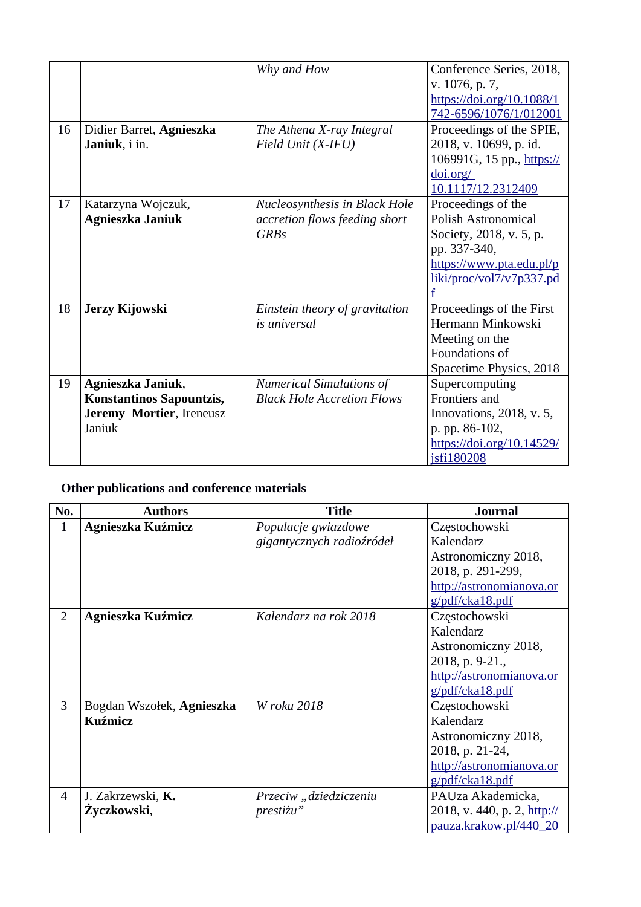| | | | |
|---|---|---|---|
| | | *Why and How* | Conference Series, 2018, v. 1076, p. 7, https://doi.org/10.1088/1742-6596/1076/1/012001 |
| 16 | Didier Barret, **Agnieszka Janiuk**, i in. | *The Athena X-ray Integral Field Unit (X-IFU)* | Proceedings of the SPIE, 2018, v. 10699, p. id. 106991G, 15 pp., https://doi.org/10.1117/12.2312409 |
| 17 | Katarzyna Wojczuk, **Agnieszka Janiuk** | *Nucleosynthesis in Black Hole accretion flows feeding short GRBs* | Proceedings of the Polish Astronomical Society, 2018, v. 5, p. pp. 337-340, https://www.pta.edu.pl/pliki/proc/vol7/v7p337.pdf |
| 18 | **Jerzy Kijowski** | *Einstein theory of gravitation is universal* | Proceedings of the First Hermann Minkowski Meeting on the Foundations of Spacetime Physics, 2018 |
| 19 | **Agnieszka Janiuk**, **Konstantinos Sapountzis**, **Jeremy Mortier**, Ireneusz Janiuk | *Numerical Simulations of Black Hole Accretion Flows* | Supercomputing Frontiers and Innovations, 2018, v. 5, p. pp. 86-102, https://doi.org/10.14529/jsfi180208 |

**Other publications and conference materials**

| No. | Authors | Title | Journal |
|---|---|---|---|
| 1 | **Agnieszka Kuźmicz** | *Populacje gwiazdowe gigantycznych radioźródeł* | Częstochowski Kalendarz Astronomiczny 2018, 2018, p. 291-299, http://astronomianova.org/pdf/cka18.pdf |
| 2 | **Agnieszka Kuźmicz** | *Kalendarz na rok 2018* | Częstochowski Kalendarz Astronomiczny 2018, 2018, p. 9-21., http://astronomianova.org/pdf/cka18.pdf |
| 3 | Bogdan Wszołek, **Agnieszka Kuźmicz** | *W roku 2018* | Częstochowski Kalendarz Astronomiczny 2018, 2018, p. 21-24, http://astronomianova.org/pdf/cka18.pdf |
| 4 | J. Zakrzewski, **K. Życzkowski**, | *Przeciw „dziedziczeniu prestiżu"* | PAUza Akademicka, 2018, v. 440, p. 2, http://pauza.krakow.pl/440_20 |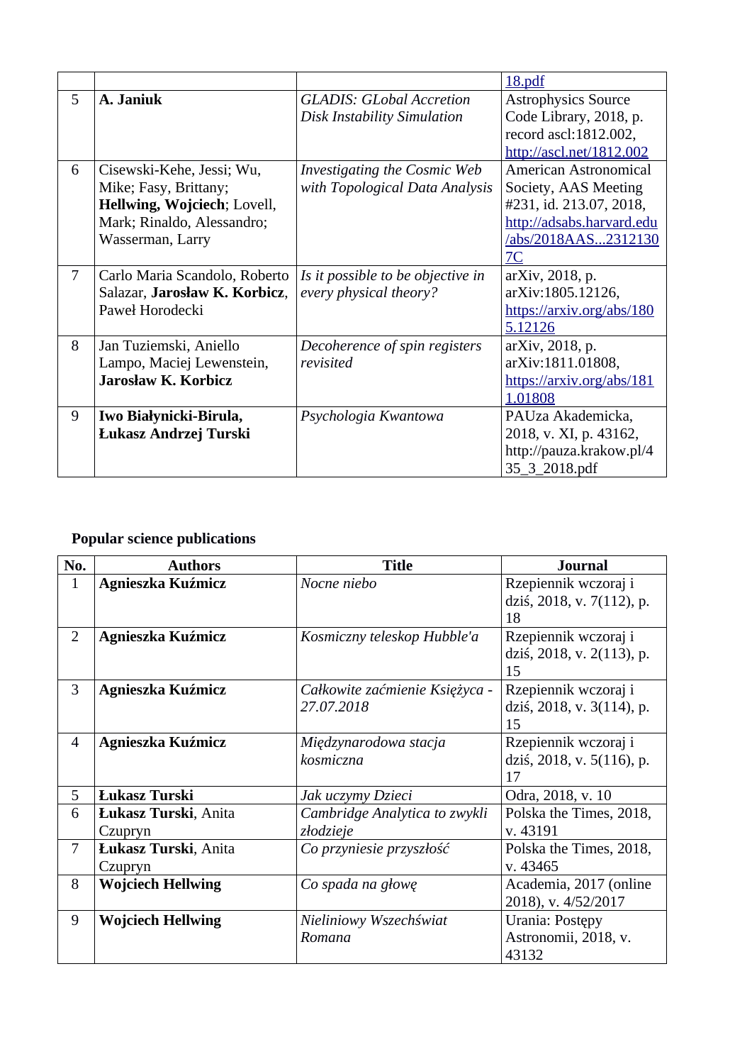| | | | 18.pdf |
|---|---|---|---|
| 5 | **A. Janiuk** | *GLADIS: GLobal Accretion Disk Instability Simulation* | Astrophysics Source Code Library, 2018, p. record ascl:1812.002, http://ascl.net/1812.002 |
| 6 | Cisewski-Kehe, Jessi; Wu, Mike; Fasy, Brittany; **Hellwing, Wojciech**; Lovell, Mark; Rinaldo, Alessandro; Wasserman, Larry | *Investigating the Cosmic Web with Topological Data Analysis* | American Astronomical Society, AAS Meeting #231, id. 213.07, 2018, http://adsabs.harvard.edu/abs/2018AAS...23121307C |
| 7 | Carlo Maria Scandolo, Roberto Salazar, **Jarosław K. Korbicz**, Paweł Horodecki | *Is it possible to be objective in every physical theory?* | arXiv, 2018, p. arXiv:1805.12126, https://arxiv.org/abs/1805.12126 |
| 8 | Jan Tuziemski, Aniello Lampo, Maciej Lewenstein, **Jarosław K. Korbicz** | *Decoherence of spin registers revisited* | arXiv, 2018, p. arXiv:1811.01808, https://arxiv.org/abs/1811.01808 |
| 9 | **Iwo Białynicki-Birula, Łukasz Andrzej Turski** | *Psychologia Kwantowa* | PAUza Akademicka, 2018, v. XI, p. 43162, http://pauza.krakow.pl/435_3_2018.pdf |

**Popular science publications**

| No. | Authors | Title | Journal |
|---|---|---|---|
| 1 | **Agnieszka Kuźmicz** | *Nocne niebo* | Rzepiennik wczoraj i dziś, 2018, v. 7(112), p. 18 |
| 2 | **Agnieszka Kuźmicz** | *Kosmiczny teleskop Hubble'a* | Rzepiennik wczoraj i dziś, 2018, v. 2(113), p. 15 |
| 3 | **Agnieszka Kuźmicz** | *Całkowite zaćmienie Księżyca - 27.07.2018* | Rzepiennik wczoraj i dziś, 2018, v. 3(114), p. 15 |
| 4 | **Agnieszka Kuźmicz** | *Międzynarodowa stacja kosmiczna* | Rzepiennik wczoraj i dziś, 2018, v. 5(116), p. 17 |
| 5 | **Łukasz Turski** | *Jak uczymy Dzieci* | Odra, 2018, v. 10 |
| 6 | **Łukasz Turski**, Anita Czupryn | *Cambridge Analytica to zwykli złodzieje* | Polska the Times, 2018, v. 43191 |
| 7 | **Łukasz Turski**, Anita Czupryn | *Co przyniesie przyszłość* | Polska the Times, 2018, v. 43465 |
| 8 | **Wojciech Hellwing** | *Co spada na głowę* | Academia, 2017 (online 2018), v. 4/52/2017 |
| 9 | **Wojciech Hellwing** | *Nieliniowy Wszechświat Romana* | Urania: Postępy Astronomii, 2018, v. 43132 |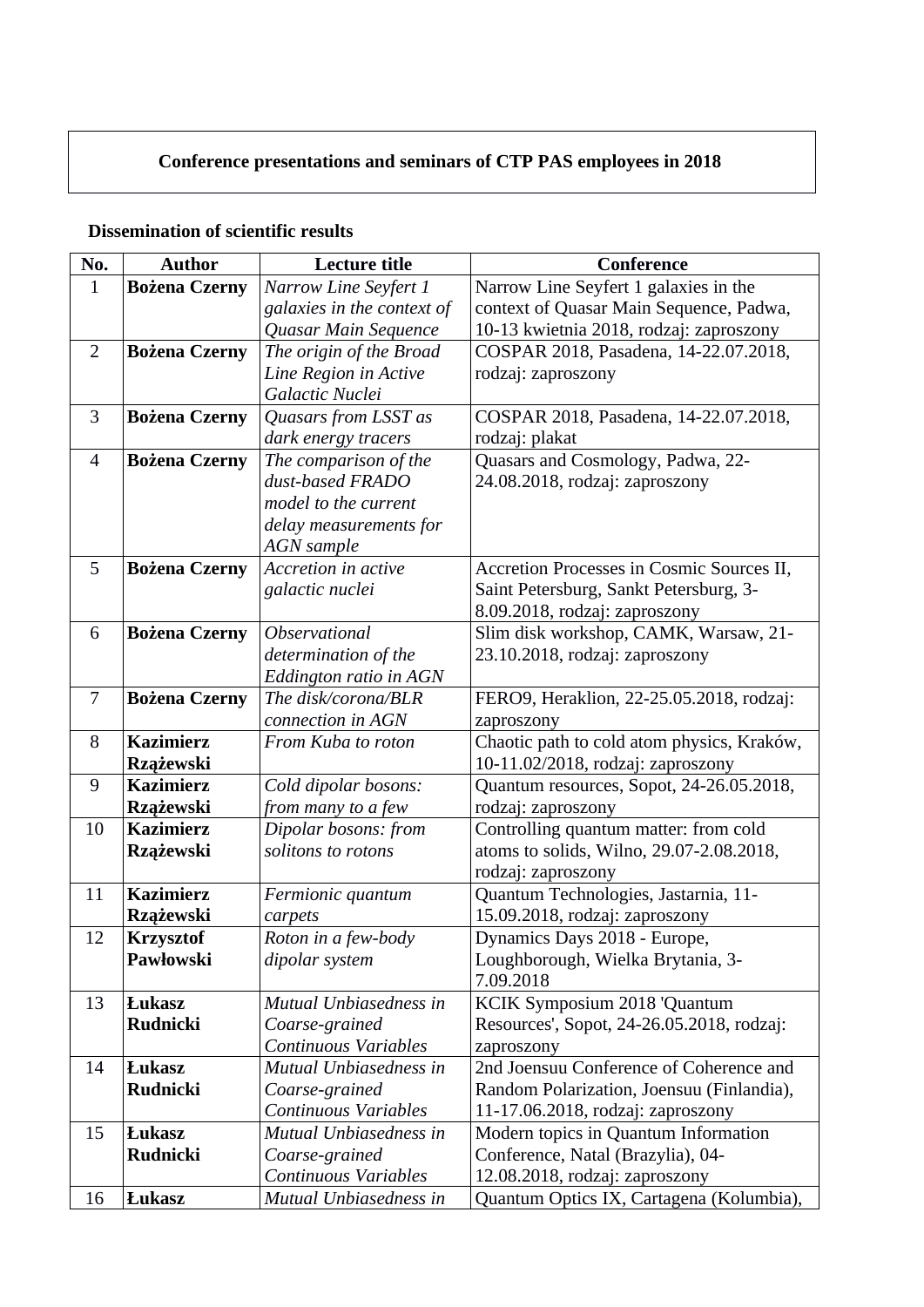**Conference presentations and seminars of CTP PAS employees in 2018**

**Dissemination of scientific results**

| No. | Author | Lecture title | Conference |
|---|---|---|---|
| 1 | **Bożena Czerny** | *Narrow Line Seyfert 1 galaxies in the context of Quasar Main Sequence* | Narrow Line Seyfert 1 galaxies in the context of Quasar Main Sequence, Padwa, 10-13 kwietnia 2018, rodzaj: zaproszony |
| 2 | **Bożena Czerny** | *The origin of the Broad Line Region in Active Galactic Nuclei* | COSPAR 2018, Pasadena, 14-22.07.2018, rodzaj: zaproszony |
| 3 | **Bożena Czerny** | *Quasars from LSST as dark energy tracers* | COSPAR 2018, Pasadena, 14-22.07.2018, rodzaj: plakat |
| 4 | **Bożena Czerny** | *The comparison of the dust-based FRADO model to the current delay measurements for AGN sample* | Quasars and Cosmology, Padwa, 22-24.08.2018, rodzaj: zaproszony |
| 5 | **Bożena Czerny** | *Accretion in active galactic nuclei* | Accretion Processes in Cosmic Sources II, Saint Petersburg, Sankt Petersburg, 3-8.09.2018, rodzaj: zaproszony |
| 6 | **Bożena Czerny** | *Observational determination of the Eddington ratio in AGN* | Slim disk workshop, CAMK, Warsaw, 21-23.10.2018, rodzaj: zaproszony |
| 7 | **Bożena Czerny** | *The disk/corona/BLR connection in AGN* | FERO9, Heraklion, 22-25.05.2018, rodzaj: zaproszony |
| 8 | **Kazimierz Rzążewski** | *From Kuba to roton* | Chaotic path to cold atom physics, Kraków, 10-11.02/2018, rodzaj: zaproszony |
| 9 | **Kazimierz Rzążewski** | *Cold dipolar bosons: from many to a few* | Quantum resources, Sopot, 24-26.05.2018, rodzaj: zaproszony |
| 10 | **Kazimierz Rzążewski** | *Dipolar bosons: from solitons to rotons* | Controlling quantum matter: from cold atoms to solids, Wilno, 29.07-2.08.2018, rodzaj: zaproszony |
| 11 | **Kazimierz Rzążewski** | *Fermionic quantum carpets* | Quantum Technologies, Jastarnia, 11-15.09.2018, rodzaj: zaproszony |
| 12 | **Krzysztof Pawłowski** | *Roton in a few-body dipolar system* | Dynamics Days 2018 - Europe, Loughborough, Wielka Brytania, 3-7.09.2018 |
| 13 | **Łukasz Rudnicki** | *Mutual Unbiasedness in Coarse-grained Continuous Variables* | KCIK Symposium 2018 'Quantum Resources', Sopot, 24-26.05.2018, rodzaj: zaproszony |
| 14 | **Łukasz Rudnicki** | *Mutual Unbiasedness in Coarse-grained Continuous Variables* | 2nd Joensuu Conference of Coherence and Random Polarization, Joensuu (Finlandia), 11-17.06.2018, rodzaj: zaproszony |
| 15 | **Łukasz Rudnicki** | *Mutual Unbiasedness in Coarse-grained Continuous Variables* | Modern topics in Quantum Information Conference, Natal (Brazylia), 04-12.08.2018, rodzaj: zaproszony |
| 16 | **Łukasz** | *Mutual Unbiasedness in* | Quantum Optics IX, Cartagena (Kolumbia), |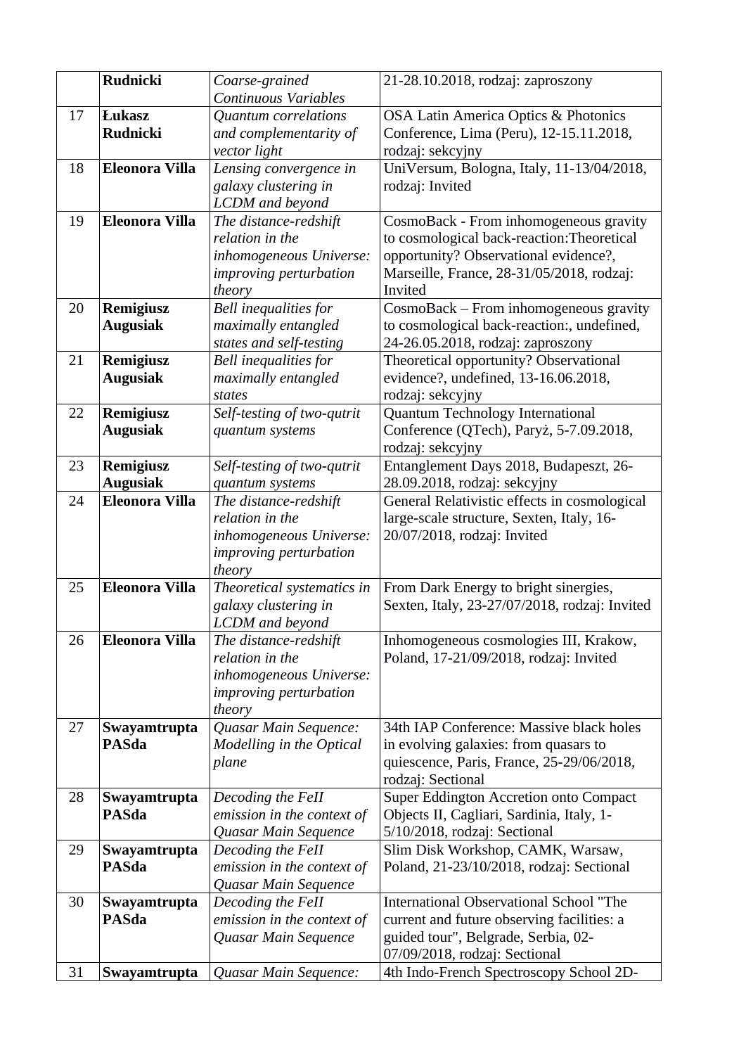|  | **Rudnicki** | *Coarse-grained Continuous Variables* | 21-28.10.2018, rodzaj: zaproszony |
|---|---|---|---|
| 17 | **Łukasz Rudnicki** | *Quantum correlations and complementarity of vector light* | OSA Latin America Optics & Photonics Conference, Lima (Peru), 12-15.11.2018, rodzaj: sekcyjny |
| 18 | **Eleonora Villa** | *Lensing convergence in galaxy clustering in LCDM and beyond* | UniVersum, Bologna, Italy, 11-13/04/2018, rodzaj: Invited |
| 19 | **Eleonora Villa** | *The distance-redshift relation in the inhomogeneous Universe: improving perturbation theory* | CosmoBack - From inhomogeneous gravity to cosmological back-reaction:Theoretical opportunity? Observational evidence?, Marseille, France, 28-31/05/2018, rodzaj: Invited |
| 20 | **Remigiusz Augusiak** | *Bell inequalities for maximally entangled states and self-testing* | CosmoBack – From inhomogeneous gravity to cosmological back-reaction:, undefined, 24-26.05.2018, rodzaj: zaproszony |
| 21 | **Remigiusz Augusiak** | *Bell inequalities for maximally entangled states* | Theoretical opportunity? Observational evidence?, undefined, 13-16.06.2018, rodzaj: sekcyjny |
| 22 | **Remigiusz Augusiak** | *Self-testing of two-qutrit quantum systems* | Quantum Technology International Conference (QTech), Paryż, 5-7.09.2018, rodzaj: sekcyjny |
| 23 | **Remigiusz Augusiak** | *Self-testing of two-qutrit quantum systems* | Entanglement Days 2018, Budapeszt, 26-28.09.2018, rodzaj: sekcyjny |
| 24 | **Eleonora Villa** | *The distance-redshift relation in the inhomogeneous Universe: improving perturbation theory* | General Relativistic effects in cosmological large-scale structure, Sexten, Italy, 16-20/07/2018, rodzaj: Invited |
| 25 | **Eleonora Villa** | *Theoretical systematics in galaxy clustering in LCDM and beyond* | From Dark Energy to bright sinergies, Sexten, Italy, 23-27/07/2018, rodzaj: Invited |
| 26 | **Eleonora Villa** | *The distance-redshift relation in the inhomogeneous Universe: improving perturbation theory* | Inhomogeneous cosmologies III, Krakow, Poland, 17-21/09/2018, rodzaj: Invited |
| 27 | **Swayamtrupta PASda** | *Quasar Main Sequence: Modelling in the Optical plane* | 34th IAP Conference: Massive black holes in evolving galaxies: from quasars to quiescence, Paris, France, 25-29/06/2018, rodzaj: Sectional |
| 28 | **Swayamtrupta PASda** | *Decoding the FeII emission in the context of Quasar Main Sequence* | Super Eddington Accretion onto Compact Objects II, Cagliari, Sardinia, Italy, 1-5/10/2018, rodzaj: Sectional |
| 29 | **Swayamtrupta PASda** | *Decoding the FeII emission in the context of Quasar Main Sequence* | Slim Disk Workshop, CAMK, Warsaw, Poland, 21-23/10/2018, rodzaj: Sectional |
| 30 | **Swayamtrupta PASda** | *Decoding the FeII emission in the context of Quasar Main Sequence* | International Observational School "The current and future observing facilities: a guided tour", Belgrade, Serbia, 02-07/09/2018, rodzaj: Sectional |
| 31 | **Swayamtrupta** | *Quasar Main Sequence:* | 4th Indo-French Spectroscopy School 2D- |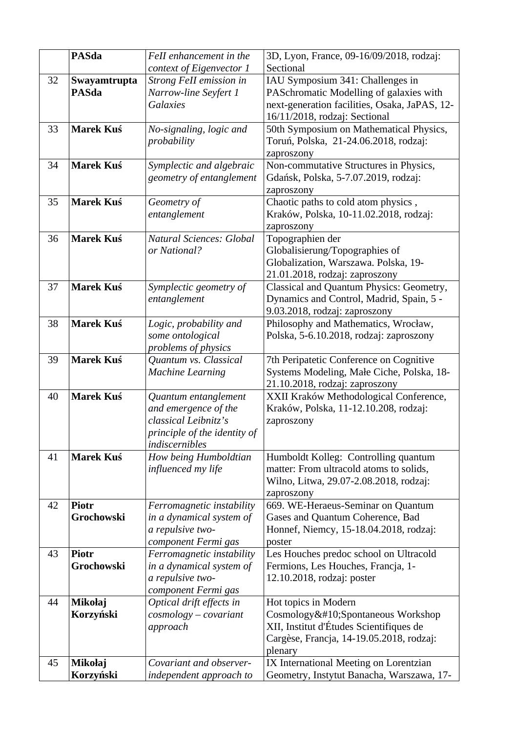| | | | |
|---|---|---|---|
| | **PASda** | *FeII enhancement in the context of Eigenvector 1* | 3D, Lyon, France, 09-16/09/2018, rodzaj: Sectional |
| 32 | **Swayamtrupta PASda** | *Strong FeII emission in Narrow-line Seyfert 1 Galaxies* | IAU Symposium 341: Challenges in PASchromatic Modelling of galaxies with next-generation facilities, Osaka, JaPAS, 12-16/11/2018, rodzaj: Sectional |
| 33 | **Marek Kuś** | *No-signaling, logic and probability* | 50th Symposium on Mathematical Physics, Toruń, Polska, 21-24.06.2018, rodzaj: zaproszony |
| 34 | **Marek Kuś** | *Symplectic and algebraic geometry of entanglement* | Non-commutative Structures in Physics, Gdańsk, Polska, 5-7.07.2019, rodzaj: zaproszony |
| 35 | **Marek Kuś** | *Geometry of entanglement* | Chaotic paths to cold atom physics , Kraków, Polska, 10-11.02.2018, rodzaj: zaproszony |
| 36 | **Marek Kuś** | *Natural Sciences: Global or National?* | Topographien der Globalisierung/Topographies of Globalization, Warszawa. Polska, 19-21.01.2018, rodzaj: zaproszony |
| 37 | **Marek Kuś** | *Symplectic geometry of entanglement* | Classical and Quantum Physics: Geometry, Dynamics and Control, Madrid, Spain, 5 - 9.03.2018, rodzaj: zaproszony |
| 38 | **Marek Kuś** | *Logic, probability and some ontological problems of physics* | Philosophy and Mathematics, Wrocław, Polska, 5-6.10.2018, rodzaj: zaproszony |
| 39 | **Marek Kuś** | *Quantum vs. Classical Machine Learning* | 7th Peripatetic Conference on Cognitive Systems Modeling, Małe Ciche, Polska, 18-21.10.2018, rodzaj: zaproszony |
| 40 | **Marek Kuś** | *Quantum entanglement and emergence of the classical Leibnitz's principle of the identity of indiscernibles* | XXII Kraków Methodological Conference, Kraków, Polska, 11-12.10.208, rodzaj: zaproszony |
| 41 | **Marek Kuś** | *How being Humboldtian influenced my life* | Humboldt Kolleg: Controlling quantum matter: From ultracold atoms to solids, Wilno, Litwa, 29.07-2.08.2018, rodzaj: zaproszony |
| 42 | **Piotr Grochowski** | *Ferromagnetic instability in a dynamical system of a repulsive two-component Fermi gas* | 669. WE-Heraeus-Seminar on Quantum Gases and Quantum Coherence, Bad Honnef, Niemcy, 15-18.04.2018, rodzaj: poster |
| 43 | **Piotr Grochowski** | *Ferromagnetic instability in a dynamical system of a repulsive two-component Fermi gas* | Les Houches predoc school on Ultracold Fermions, Les Houches, Francja, 1-12.10.2018, rodzaj: poster |
| 44 | **Mikołaj Korzyński** | *Optical drift effects in cosmology – covariant approach* | Hot topics in Modern Cosmology&#10;Spontaneous Workshop XII, Institut d'Études Scientifiques de Cargèse, Francja, 14-19.05.2018, rodzaj: plenary |
| 45 | **Mikołaj Korzyński** | *Covariant and observer-independent approach to* | IX International Meeting on Lorentzian Geometry, Instytut Banacha, Warszawa, 17- |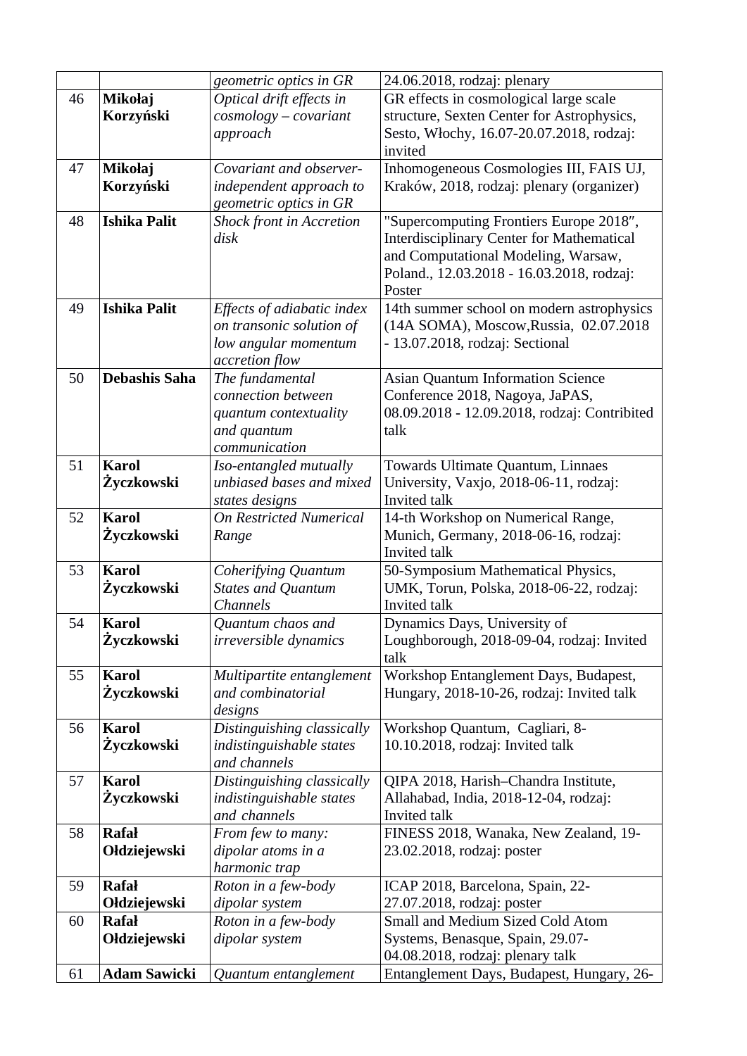| | | *geometric optics in GR* | 24.06.2018, rodzaj: plenary |
|---|---|---|---|
| 46 | **Mikołaj Korzyński** | *Optical drift effects in cosmology – covariant approach* | GR effects in cosmological large scale structure, Sexten Center for Astrophysics, Sesto, Włochy, 16.07-20.07.2018, rodzaj: invited |
| 47 | **Mikołaj Korzyński** | *Covariant and observer-independent approach to geometric optics in GR* | Inhomogeneous Cosmologies III, FAIS UJ, Kraków, 2018, rodzaj: plenary (organizer) |
| 48 | **Ishika Palit** | *Shock front in Accretion disk* | "Supercomputing Frontiers Europe 2018″, Interdisciplinary Center for Mathematical and Computational Modeling, Warsaw, Poland., 12.03.2018 - 16.03.2018, rodzaj: Poster |
| 49 | **Ishika Palit** | *Effects of adiabatic index on transonic solution of low angular momentum accretion flow* | 14th summer school on modern astrophysics (14A SOMA), Moscow,Russia, 02.07.2018 - 13.07.2018, rodzaj: Sectional |
| 50 | **Debashis Saha** | *The fundamental connection between quantum contextuality and quantum communication* | Asian Quantum Information Science Conference 2018, Nagoya, JaPAS, 08.09.2018 - 12.09.2018, rodzaj: Contribited talk |
| 51 | **Karol Życzkowski** | *Iso-entangled mutually unbiased bases and mixed states designs* | Towards Ultimate Quantum, Linnaes University, Vaxjo, 2018-06-11, rodzaj: Invited talk |
| 52 | **Karol Życzkowski** | *On Restricted Numerical Range* | 14-th Workshop on Numerical Range, Munich, Germany, 2018-06-16, rodzaj: Invited talk |
| 53 | **Karol Życzkowski** | *Coherifying Quantum States and Quantum Channels* | 50-Symposium Mathematical Physics, UMK, Torun, Polska, 2018-06-22, rodzaj: Invited talk |
| 54 | **Karol Życzkowski** | *Quantum chaos and irreversible dynamics* | Dynamics Days, University of Loughborough, 2018-09-04, rodzaj: Invited talk |
| 55 | **Karol Życzkowski** | *Multipartite entanglement and combinatorial designs* | Workshop Entanglement Days, Budapest, Hungary, 2018-10-26, rodzaj: Invited talk |
| 56 | **Karol Życzkowski** | *Distinguishing classically indistinguishable states and channels* | Workshop Quantum, Cagliari, 8-10.10.2018, rodzaj: Invited talk |
| 57 | **Karol Życzkowski** | *Distinguishing classically indistinguishable states and channels* | QIPA 2018, Harish–Chandra Institute, Allahabad, India, 2018-12-04, rodzaj: Invited talk |
| 58 | **Rafał Ołdziejewski** | *From few to many: dipolar atoms in a harmonic trap* | FINESS 2018, Wanaka, New Zealand, 19-23.02.2018, rodzaj: poster |
| 59 | **Rafał Ołdziejewski** | *Roton in a few-body dipolar system* | ICAP 2018, Barcelona, Spain, 22-27.07.2018, rodzaj: poster |
| 60 | **Rafał Ołdziejewski** | *Roton in a few-body dipolar system* | Small and Medium Sized Cold Atom Systems, Benasque, Spain, 29.07-04.08.2018, rodzaj: plenary talk |
| 61 | **Adam Sawicki** | *Quantum entanglement* | Entanglement Days, Budapest, Hungary, 26- |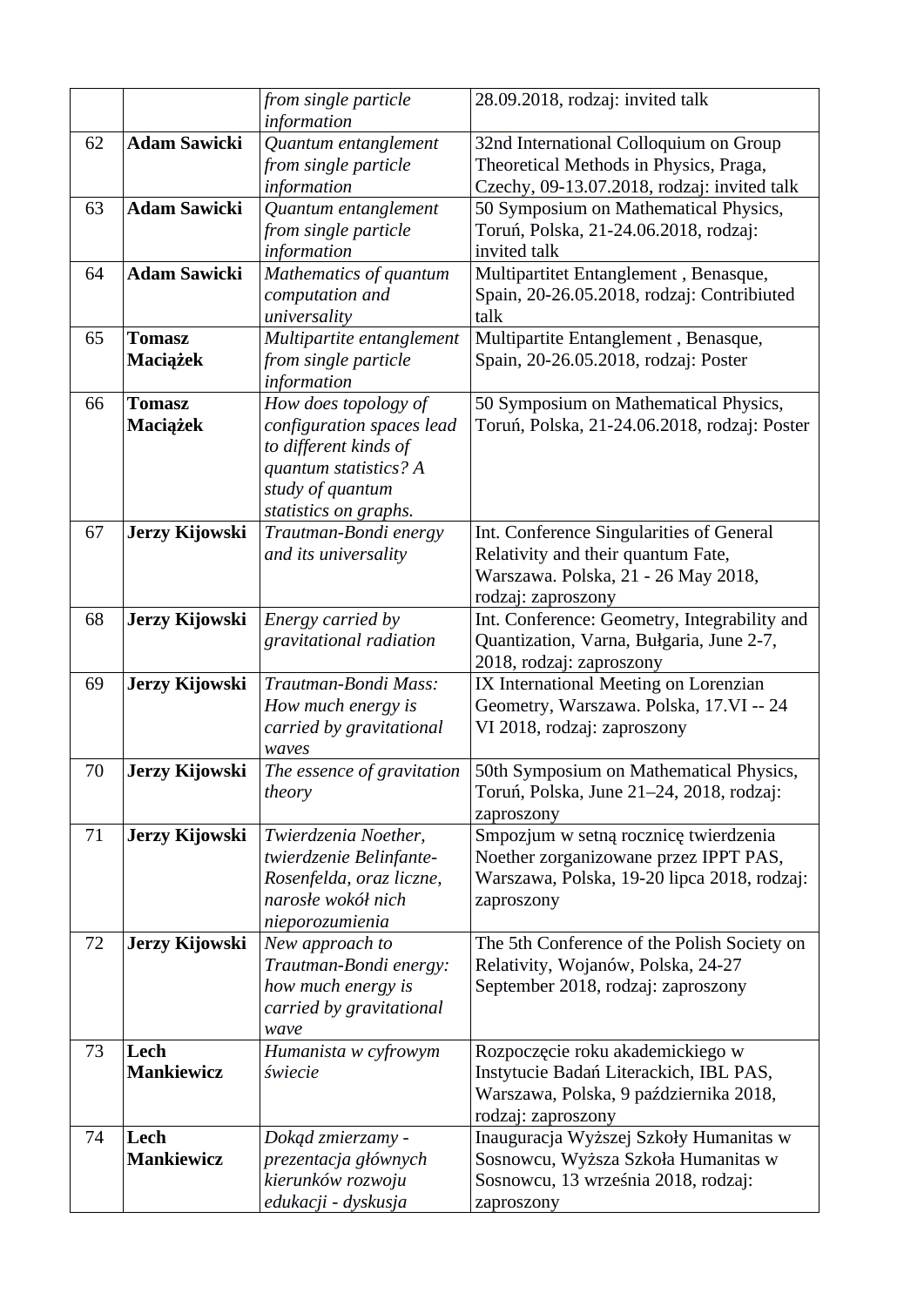|  |  | *from single particle information* | 28.09.2018, rodzaj: invited talk |
|---|---|---|---|
| 62 | **Adam Sawicki** | *Quantum entanglement from single particle information* | 32nd International Colloquium on Group Theoretical Methods in Physics, Praga, Czechy, 09-13.07.2018, rodzaj: invited talk |
| 63 | **Adam Sawicki** | *Quantum entanglement from single particle information* | 50 Symposium on Mathematical Physics, Toruń, Polska, 21-24.06.2018, rodzaj: invited talk |
| 64 | **Adam Sawicki** | *Mathematics of quantum computation and universality* | Multipartitet Entanglement , Benasque, Spain, 20-26.05.2018, rodzaj: Contribiuted talk |
| 65 | **Tomasz Maciążek** | *Multipartite entanglement from single particle information* | Multipartite Entanglement , Benasque, Spain, 20-26.05.2018, rodzaj: Poster |
| 66 | **Tomasz Maciążek** | *How does topology of configuration spaces lead to different kinds of quantum statistics? A study of quantum statistics on graphs.* | 50 Symposium on Mathematical Physics, Toruń, Polska, 21-24.06.2018, rodzaj: Poster |
| 67 | **Jerzy Kijowski** | *Trautman-Bondi energy and its universality* | Int. Conference Singularities of General Relativity and their quantum Fate, Warszawa. Polska, 21 - 26 May 2018, rodzaj: zaproszony |
| 68 | **Jerzy Kijowski** | *Energy carried by gravitational radiation* | Int. Conference: Geometry, Integrability and Quantization, Varna, Bułgaria, June 2-7, 2018, rodzaj: zaproszony |
| 69 | **Jerzy Kijowski** | *Trautman-Bondi Mass: How much energy is carried by gravitational waves* | IX International Meeting on Lorenzian Geometry, Warszawa. Polska, 17.VI -- 24 VI 2018, rodzaj: zaproszony |
| 70 | **Jerzy Kijowski** | *The essence of gravitation theory* | 50th Symposium on Mathematical Physics, Toruń, Polska, June 21–24, 2018, rodzaj: zaproszony |
| 71 | **Jerzy Kijowski** | *Twierdzenia Noether, twierdzenie Belinfante-Rosenfelda, oraz liczne, narosłe wokół nich nieporozumienia* | Smpozjum w setną rocznicę twierdzenia Noether zorganizowane przez IPPT PAS, Warszawa, Polska, 19-20 lipca 2018, rodzaj: zaproszony |
| 72 | **Jerzy Kijowski** | *New approach to Trautman-Bondi energy: how much energy is carried by gravitational wave* | The 5th Conference of the Polish Society on Relativity, Wojanów, Polska, 24-27 September 2018, rodzaj: zaproszony |
| 73 | **Lech Mankiewicz** | *Humanista w cyfrowym świecie* | Rozpoczęcie roku akademickiego w Instytucie Badań Literackich, IBL PAS, Warszawa, Polska, 9 października 2018, rodzaj: zaproszony |
| 74 | **Lech Mankiewicz** | *Dokąd zmierzamy - prezentacja głównych kierunków rozwoju edukacji - dyskusja* | Inauguracja Wyższej Szkoły Humanitas w Sosnowcu, Wyższa Szkoła Humanitas w Sosnowcu, 13 września 2018, rodzaj: zaproszony |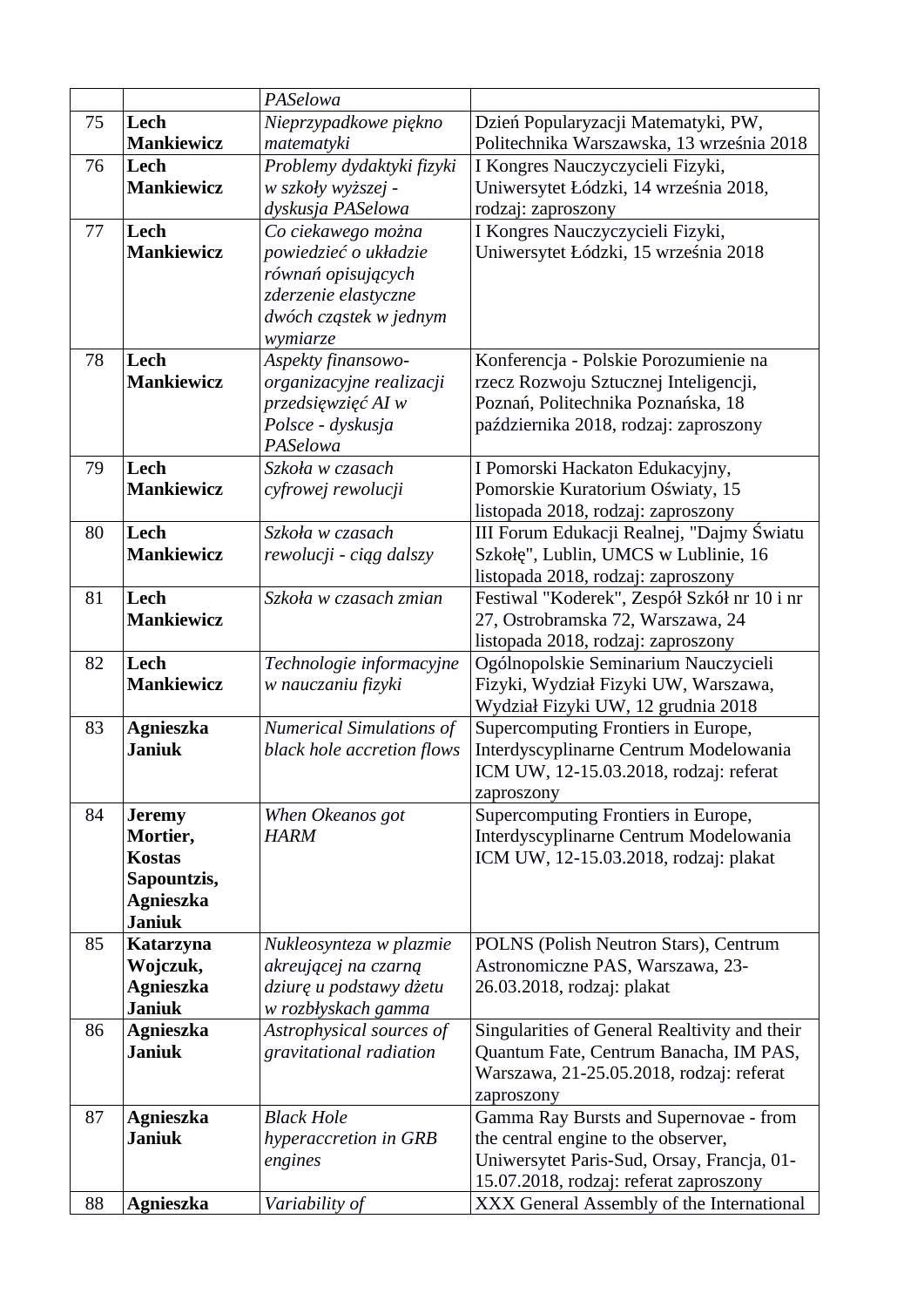| | | | |
|---|---|---|---|
| | | *PASelowa* | |
| 75 | **Lech Mankiewicz** | *Nieprzypadkowe piękno matematyki* | Dzień Popularyzacji Matematyki, PW, Politechnika Warszawska, 13 września 2018 |
| 76 | **Lech Mankiewicz** | *Problemy dydaktyki fizyki w szkoły wyższej - dyskusja PASelowa* | I Kongres Nauczycieli Fizyki, Uniwersytet Łódzki, 14 września 2018, rodzaj: zaproszony |
| 77 | **Lech Mankiewicz** | *Co ciekawego można powiedzieć o układzie równań opisujących zderzenie elastyczne dwóch cząstek w jednym wymiarze* | I Kongres Nauczycieli Fizyki, Uniwersytet Łódzki, 15 września 2018 |
| 78 | **Lech Mankiewicz** | *Aspekty finansowo-organizacyjne realizacji przedsięwzięć AI w Polsce - dyskusja PASelowa* | Konferencja - Polskie Porozumienie na rzecz Rozwoju Sztucznej Inteligencji, Poznań, Politechnika Poznańska, 18 października 2018, rodzaj: zaproszony |
| 79 | **Lech Mankiewicz** | *Szkoła w czasach cyfrowej rewolucji* | I Pomorski Hackaton Edukacyjny, Pomorskie Kuratorium Oświaty, 15 listopada 2018, rodzaj: zaproszony |
| 80 | **Lech Mankiewicz** | *Szkoła w czasach rewolucji - ciąg dalszy* | III Forum Edukacji Realnej, "Dajmy Światu Szkołę", Lublin, UMCS w Lublinie, 16 listopada 2018, rodzaj: zaproszony |
| 81 | **Lech Mankiewicz** | *Szkoła w czasach zmian* | Festiwal "Koderek", Zespół Szkół nr 10 i nr 27, Ostrobramska 72, Warszawa, 24 listopada 2018, rodzaj: zaproszony |
| 82 | **Lech Mankiewicz** | *Technologie informacyjne w nauczaniu fizyki* | Ogólnopolskie Seminarium Nauczycieli Fizyki, Wydział Fizyki UW, Warszawa, Wydział Fizyki UW, 12 grudnia 2018 |
| 83 | **Agnieszka Janiuk** | *Numerical Simulations of black hole accretion flows* | Supercomputing Frontiers in Europe, Interdyscyplinarne Centrum Modelowania ICM UW, 12-15.03.2018, rodzaj: referat zaproszony |
| 84 | **Jeremy Mortier, Kostas Sapountzis, Agnieszka Janiuk** | *When Okeanos got HARM* | Supercomputing Frontiers in Europe, Interdyscyplinarne Centrum Modelowania ICM UW, 12-15.03.2018, rodzaj: plakat |
| 85 | **Katarzyna Wojczuk, Agnieszka Janiuk** | *Nukleosynteza w plazmie akreującej na czarną dziurę u podstawy dżetu w rozbłyskach gamma* | POLNS (Polish Neutron Stars), Centrum Astronomiczne PAS, Warszawa, 23-26.03.2018, rodzaj: plakat |
| 86 | **Agnieszka Janiuk** | *Astrophysical sources of gravitational radiation* | Singularities of General Realtivity and their Quantum Fate, Centrum Banacha, IM PAS, Warszawa, 21-25.05.2018, rodzaj: referat zaproszony |
| 87 | **Agnieszka Janiuk** | *Black Hole hyperaccretion in GRB engines* | Gamma Ray Bursts and Supernovae - from the central engine to the observer, Uniwersytet Paris-Sud, Orsay, Francja, 01-15.07.2018, rodzaj: referat zaproszony |
| 88 | **Agnieszka** | *Variability of* | XXX General Assembly of the International |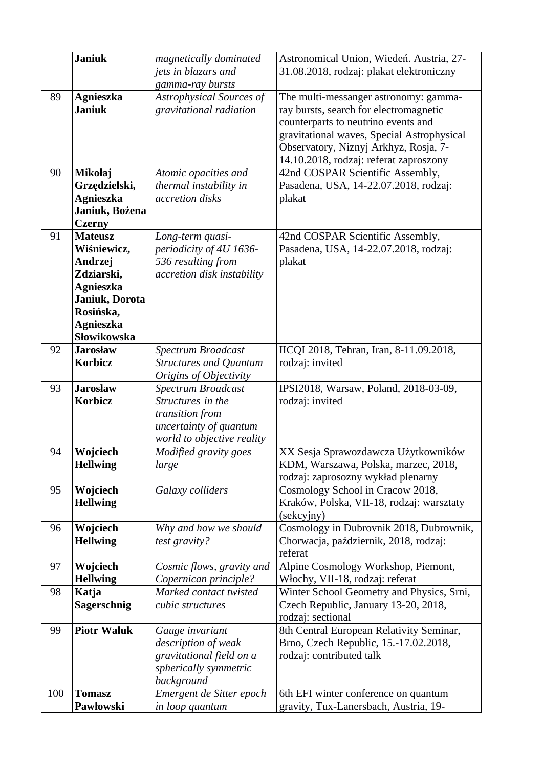|  | **Janiuk** | *magnetically dominated jets in blazars and gamma-ray bursts* | Astronomical Union, Wiedeń. Austria, 27-31.08.2018, rodzaj: plakat elektroniczny |
|---|---|---|---|
| 89 | **Agnieszka Janiuk** | *Astrophysical Sources of gravitational radiation* | The multi-messanger astronomy: gamma-ray bursts, search for electromagnetic counterparts to neutrino events and gravitational waves, Special Astrophysical Observatory, Niznyj Arkhyz, Rosja, 7-14.10.2018, rodzaj: referat zaproszony |
| 90 | **Mikołaj Grzędzielski, Agnieszka Janiuk, Bożena Czerny** | *Atomic opacities and thermal instability in accretion disks* | 42nd COSPAR Scientific Assembly, Pasadena, USA, 14-22.07.2018, rodzaj: plakat |
| 91 | **Mateusz Wiśniewicz, Andrzej Zdziarski, Agnieszka Janiuk, Dorota Rosińska, Agnieszka Słowikowska** | *Long-term quasi-periodicity of 4U 1636-536 resulting from accretion disk instability* | 42nd COSPAR Scientific Assembly, Pasadena, USA, 14-22.07.2018, rodzaj: plakat |
| 92 | **Jarosław Korbicz** | *Spectrum Broadcast Structures and Quantum Origins of Objectivity* | IICQI 2018, Tehran, Iran, 8-11.09.2018, rodzaj: invited |
| 93 | **Jarosław Korbicz** | *Spectrum Broadcast Structures in the transition from uncertainty of quantum world to objective reality* | IPSI2018, Warsaw, Poland, 2018-03-09, rodzaj: invited |
| 94 | **Wojciech Hellwing** | *Modified gravity goes large* | XX Sesja Sprawozdawcza Użytkowników KDM, Warszawa, Polska, marzec, 2018, rodzaj: zaprosozny wykład plenarny |
| 95 | **Wojciech Hellwing** | *Galaxy colliders* | Cosmology School in Cracow 2018, Kraków, Polska, VII-18, rodzaj: warsztaty (sekcyjny) |
| 96 | **Wojciech Hellwing** | *Why and how we should test gravity?* | Cosmology in Dubrovnik 2018, Dubrownik, Chorwacja, październik, 2018, rodzaj: referat |
| 97 | **Wojciech Hellwing** | *Cosmic flows, gravity and Copernican principle?* | Alpine Cosmology Workshop, Piemont, Włochy, VII-18, rodzaj: referat |
| 98 | **Katja Sagerschnig** | *Marked contact twisted cubic structures* | Winter School Geometry and Physics, Srni, Czech Republic, January 13-20, 2018, rodzaj: sectional |
| 99 | **Piotr Waluk** | *Gauge invariant description of weak gravitational field on a spherically symmetric background* | 8th Central European Relativity Seminar, Brno, Czech Republic, 15.-17.02.2018, rodzaj: contributed talk |
| 100 | **Tomasz Pawłowski** | *Emergent de Sitter epoch in loop quantum* | 6th EFI winter conference on quantum gravity, Tux-Lanersbach, Austria, 19- |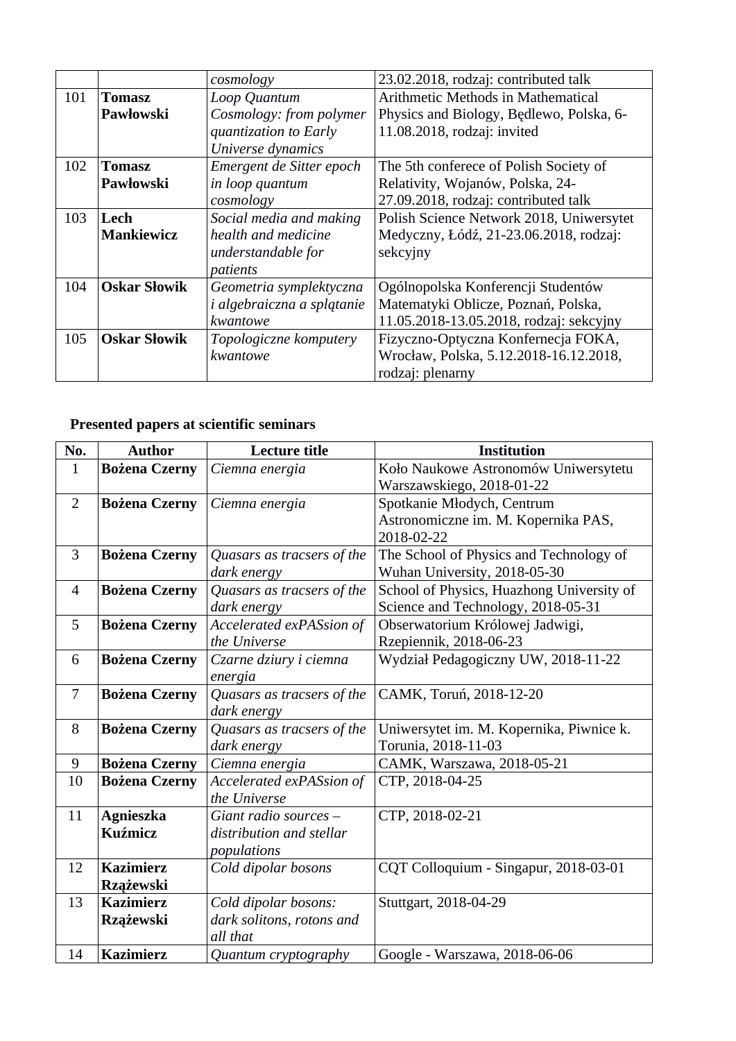| | | *cosmology* | 23.02.2018, rodzaj: contributed talk |
|---|---|---|---|
| 101 | **Tomasz Pawłowski** | *Loop Quantum Cosmology: from polymer quantization to Early Universe dynamics* | Arithmetic Methods in Mathematical Physics and Biology, Będlewo, Polska, 6-11.08.2018, rodzaj: invited |
| 102 | **Tomasz Pawłowski** | *Emergent de Sitter epoch in loop quantum cosmology* | The 5th conferece of Polish Society of Relativity, Wojanów, Polska, 24-27.09.2018, rodzaj: contributed talk |
| 103 | **Lech Mankiewicz** | *Social media and making health and medicine understandable for patients* | Polish Science Network 2018, Uniwersytet Medyczny, Łódź, 21-23.06.2018, rodzaj: sekcyjny |
| 104 | **Oskar Słowik** | *Geometria symplektyczna i algebraiczna a splątanie kwantowe* | Ogólnopolska Konferencji Studentów Matematyki Oblicze, Poznań, Polska, 11.05.2018-13.05.2018, rodzaj: sekcyjny |
| 105 | **Oskar Słowik** | *Topologiczne komputery kwantowe* | Fizyczno-Optyczna Konfernecja FOKA, Wrocław, Polska, 5.12.2018-16.12.2018, rodzaj: plenarny |

**Presented papers at scientific seminars**

| No. | Author | Lecture title | Institution |
|---|---|---|---|
| 1 | **Bożena Czerny** | *Ciemna energia* | Koło Naukowe Astronomów Uniwersytetu Warszawskiego, 2018-01-22 |
| 2 | **Bożena Czerny** | *Ciemna energia* | Spotkanie Młodych, Centrum Astronomiczne im. M. Kopernika PAS, 2018-02-22 |
| 3 | **Bożena Czerny** | *Quasars as tracsers of the dark energy* | The School of Physics and Technology of Wuhan University, 2018-05-30 |
| 4 | **Bożena Czerny** | *Quasars as tracsers of the dark energy* | School of Physics, Huazhong University of Science and Technology, 2018-05-31 |
| 5 | **Bożena Czerny** | *Accelerated exPASsion of the Universe* | Obserwatorium Królowej Jadwigi, Rzepiennik, 2018-06-23 |
| 6 | **Bożena Czerny** | *Czarne dziury i ciemna energia* | Wydział Pedagogiczny UW, 2018-11-22 |
| 7 | **Bożena Czerny** | *Quasars as tracsers of the dark energy* | CAMK, Toruń, 2018-12-20 |
| 8 | **Bożena Czerny** | *Quasars as tracsers of the dark energy* | Uniwersytet im. M. Kopernika, Piwnice k. Torunia, 2018-11-03 |
| 9 | **Bożena Czerny** | *Ciemna energia* | CAMK, Warszawa, 2018-05-21 |
| 10 | **Bożena Czerny** | *Accelerated exPASsion of the Universe* | CTP, 2018-04-25 |
| 11 | **Agnieszka Kuźmicz** | *Giant radio sources – distribution and stellar populations* | CTP, 2018-02-21 |
| 12 | **Kazimierz Rzążewski** | *Cold dipolar bosons* | CQT Colloquium - Singapur, 2018-03-01 |
| 13 | **Kazimierz Rzążewski** | *Cold dipolar bosons: dark solitons, rotons and all that* | Stuttgart, 2018-04-29 |
| 14 | **Kazimierz** | *Quantum cryptography* | Google - Warszawa, 2018-06-06 |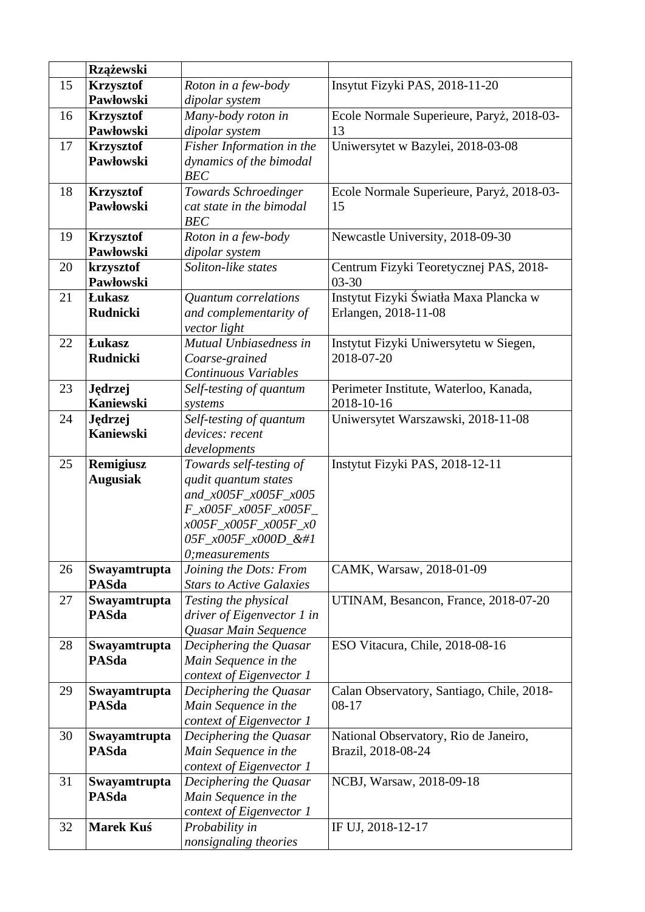|  | **Rzążewski** |  |  |
|---|---|---|---|
| 15 | **Krzysztof Pawłowski** | *Roton in a few-body dipolar system* | Insytut Fizyki PAS, 2018-11-20 |
| 16 | **Krzysztof Pawłowski** | *Many-body roton in dipolar system* | Ecole Normale Superieure, Paryż, 2018-03-13 |
| 17 | **Krzysztof Pawłowski** | *Fisher Information in the dynamics of the bimodal BEC* | Uniwersytet w Bazylei, 2018-03-08 |
| 18 | **Krzysztof Pawłowski** | *Towards Schroedinger cat state in the bimodal BEC* | Ecole Normale Superieure, Paryż, 2018-03-15 |
| 19 | **Krzysztof Pawłowski** | *Roton in a few-body dipolar system* | Newcastle University, 2018-09-30 |
| 20 | **krzysztof Pawłowski** | *Soliton-like states* | Centrum Fizyki Teoretycznej PAS, 2018-03-30 |
| 21 | **Łukasz Rudnicki** | *Quantum correlations and complementarity of vector light* | Instytut Fizyki Światła Maxa Plancka w Erlangen, 2018-11-08 |
| 22 | **Łukasz Rudnicki** | *Mutual Unbiasedness in Coarse-grained Continuous Variables* | Instytut Fizyki Uniwersytetu w Siegen, 2018-07-20 |
| 23 | **Jędrzej Kaniewski** | *Self-testing of quantum systems* | Perimeter Institute, Waterloo, Kanada, 2018-10-16 |
| 24 | **Jędrzej Kaniewski** | *Self-testing of quantum devices: recent developments* | Uniwersytet Warszawski, 2018-11-08 |
| 25 | **Remigiusz Augusiak** | *Towards self-testing of qudit quantum states and_x005F_x005F_x005F_x005F_x005F_x005F_x005F_x005F_x005F_x005F_x000D_&#10;measurements* | Instytut Fizyki PAS, 2018-12-11 |
| 26 | **Swayamtrupta PASda** | *Joining the Dots: From Stars to Active Galaxies* | CAMK, Warsaw, 2018-01-09 |
| 27 | **Swayamtrupta PASda** | *Testing the physical driver of Eigenvector 1 in Quasar Main Sequence* | UTINAM, Besancon, France, 2018-07-20 |
| 28 | **Swayamtrupta PASda** | *Deciphering the Quasar Main Sequence in the context of Eigenvector 1* | ESO Vitacura, Chile, 2018-08-16 |
| 29 | **Swayamtrupta PASda** | *Deciphering the Quasar Main Sequence in the context of Eigenvector 1* | Calan Observatory, Santiago, Chile, 2018-08-17 |
| 30 | **Swayamtrupta PASda** | *Deciphering the Quasar Main Sequence in the context of Eigenvector 1* | National Observatory, Rio de Janeiro, Brazil, 2018-08-24 |
| 31 | **Swayamtrupta PASda** | *Deciphering the Quasar Main Sequence in the context of Eigenvector 1* | NCBJ, Warsaw, 2018-09-18 |
| 32 | **Marek Kuś** | *Probability in nonsignaling theories* | IF UJ, 2018-12-17 |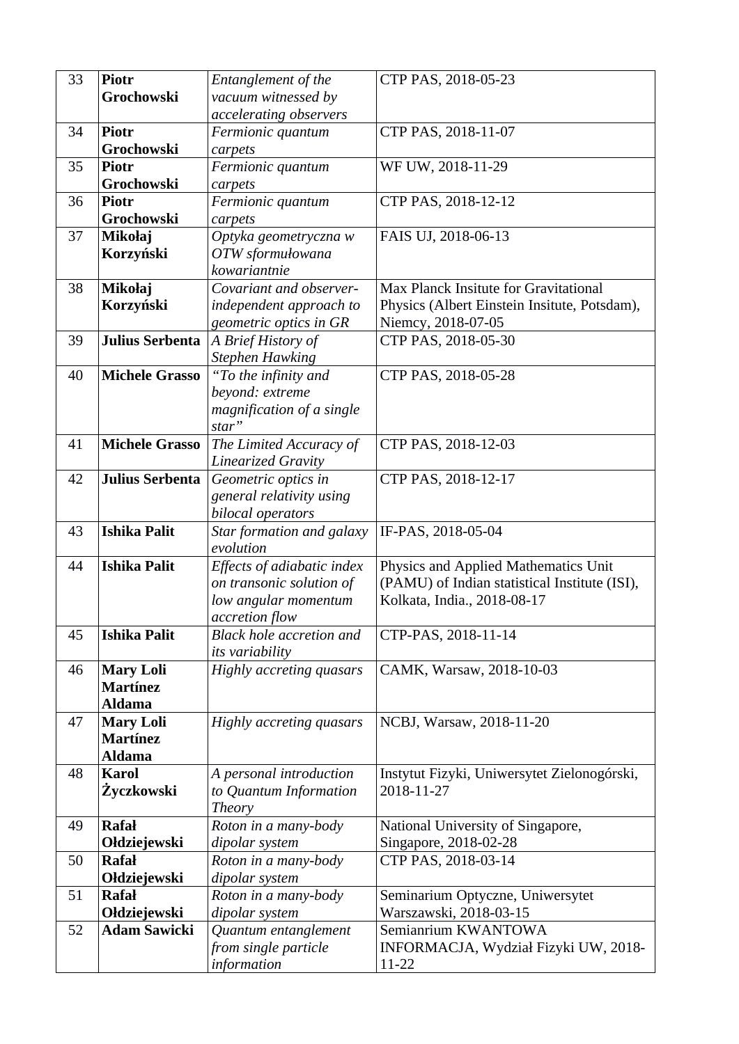| 33 | **Piotr Grochowski** | *Entanglement of the vacuum witnessed by accelerating observers* | CTP PAS, 2018-05-23 |
|---|---|---|---|
| 34 | **Piotr Grochowski** | *Fermionic quantum carpets* | CTP PAS, 2018-11-07 |
| 35 | **Piotr Grochowski** | *Fermionic quantum carpets* | WF UW, 2018-11-29 |
| 36 | **Piotr Grochowski** | *Fermionic quantum carpets* | CTP PAS, 2018-12-12 |
| 37 | **Mikołaj Korzyński** | *Optyka geometryczna w OTW sformułowana kowariantnie* | FAIS UJ, 2018-06-13 |
| 38 | **Mikołaj Korzyński** | *Covariant and observer-independent approach to geometric optics in GR* | Max Planck Insitute for Gravitational Physics (Albert Einstein Insitute, Potsdam), Niemcy, 2018-07-05 |
| 39 | **Julius Serbenta** | *A Brief History of Stephen Hawking* | CTP PAS, 2018-05-30 |
| 40 | **Michele Grasso** | *"To the infinity and beyond: extreme magnification of a single star"* | CTP PAS, 2018-05-28 |
| 41 | **Michele Grasso** | *The Limited Accuracy of Linearized Gravity* | CTP PAS, 2018-12-03 |
| 42 | **Julius Serbenta** | *Geometric optics in general relativity using bilocal operators* | CTP PAS, 2018-12-17 |
| 43 | **Ishika Palit** | *Star formation and galaxy evolution* | IF-PAS, 2018-05-04 |
| 44 | **Ishika Palit** | *Effects of adiabatic index on transonic solution of low angular momentum accretion flow* | Physics and Applied Mathematics Unit (PAMU) of Indian statistical Institute (ISI), Kolkata, India., 2018-08-17 |
| 45 | **Ishika Palit** | *Black hole accretion and its variability* | CTP-PAS, 2018-11-14 |
| 46 | **Mary Loli Martínez Aldama** | *Highly accreting quasars* | CAMK, Warsaw, 2018-10-03 |
| 47 | **Mary Loli Martínez Aldama** | *Highly accreting quasars* | NCBJ, Warsaw, 2018-11-20 |
| 48 | **Karol Życzkowski** | *A personal introduction to Quantum Information Theory* | Instytut Fizyki, Uniwersytet Zielonogórski, 2018-11-27 |
| 49 | **Rafał Ołdziejewski** | *Roton in a many-body dipolar system* | National University of Singapore, Singapore, 2018-02-28 |
| 50 | **Rafał Ołdziejewski** | *Roton in a many-body dipolar system* | CTP PAS, 2018-03-14 |
| 51 | **Rafał Ołdziejewski** | *Roton in a many-body dipolar system* | Seminarium Optyczne, Uniwersytet Warszawski, 2018-03-15 |
| 52 | **Adam Sawicki** | *Quantum entanglement from single particle information* | Semianrium KWANTOWA INFORMACJA, Wydział Fizyki UW, 2018-11-22 |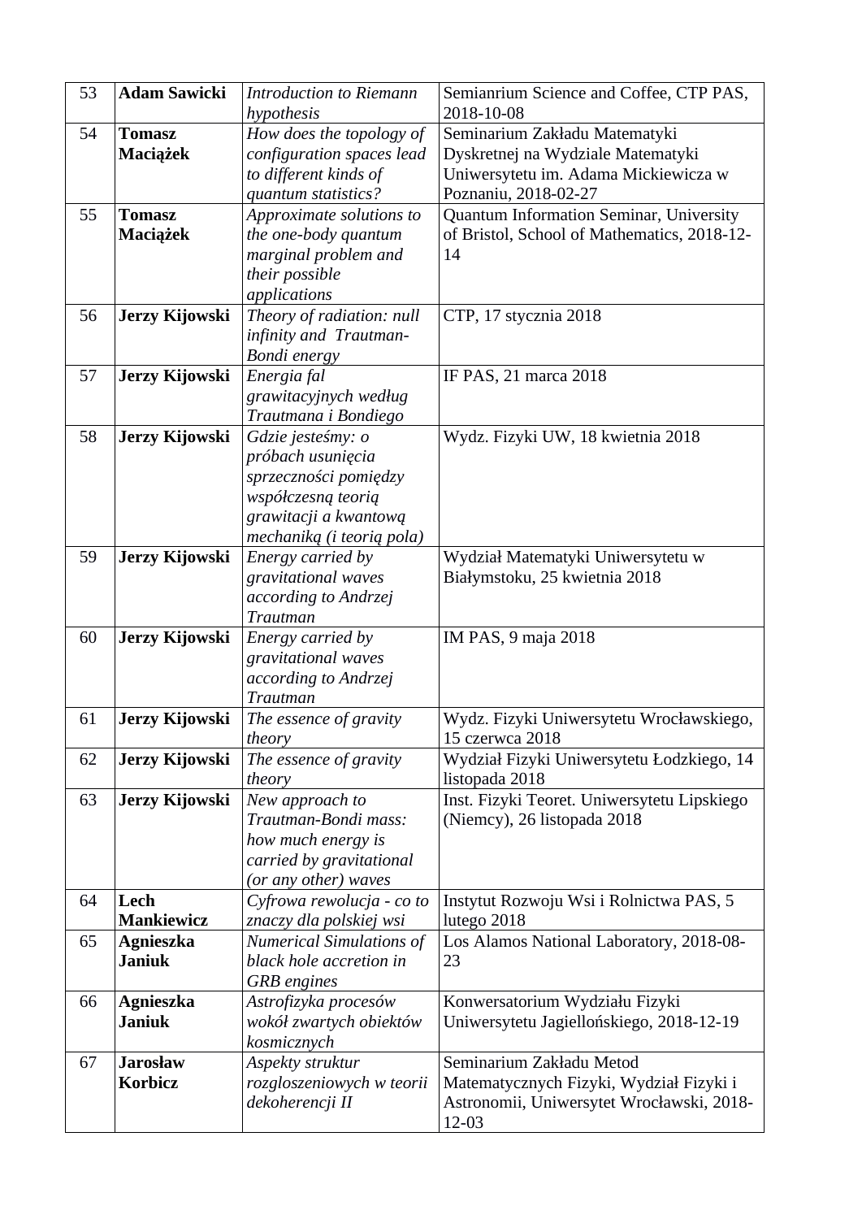| 53 | **Adam Sawicki** | *Introduction to Riemann hypothesis* | Semianrium Science and Coffee, CTP PAS, 2018-10-08 |
|---|---|---|---|
| 54 | **Tomasz Maciążek** | *How does the topology of configuration spaces lead to different kinds of quantum statistics?* | Seminarium Zakładu Matematyki Dyskretnej na Wydziale Matematyki Uniwersytetu im. Adama Mickiewicza w Poznaniu, 2018-02-27 |
| 55 | **Tomasz Maciążek** | *Approximate solutions to the one-body quantum marginal problem and their possible applications* | Quantum Information Seminar, University of Bristol, School of Mathematics, 2018-12-14 |
| 56 | **Jerzy Kijowski** | *Theory of radiation: null infinity and Trautman-Bondi energy* | CTP, 17 stycznia 2018 |
| 57 | **Jerzy Kijowski** | *Energia fal grawitacyjnych według Trautmana i Bondiego* | IF PAS, 21 marca 2018 |
| 58 | **Jerzy Kijowski** | *Gdzie jesteśmy: o próbach usunięcia sprzeczności pomiędzy współczesną teorią grawitacji a kwantową mechaniką (i teorią pola)* | Wydz. Fizyki UW, 18 kwietnia 2018 |
| 59 | **Jerzy Kijowski** | *Energy carried by gravitational waves according to Andrzej Trautman* | Wydział Matematyki Uniwersytetu w Białymstoku, 25 kwietnia 2018 |
| 60 | **Jerzy Kijowski** | *Energy carried by gravitational waves according to Andrzej Trautman* | IM PAS, 9 maja 2018 |
| 61 | **Jerzy Kijowski** | *The essence of gravity theory* | Wydz. Fizyki Uniwersytetu Wrocławskiego, 15 czerwca 2018 |
| 62 | **Jerzy Kijowski** | *The essence of gravity theory* | Wydział Fizyki Uniwersytetu Łodzkiego, 14 listopada 2018 |
| 63 | **Jerzy Kijowski** | *New approach to Trautman-Bondi mass: how much energy is carried by gravitational (or any other) waves* | Inst. Fizyki Teoret. Uniwersytetu Lipskiego (Niemcy), 26 listopada 2018 |
| 64 | **Lech Mankiewicz** | *Cyfrowa rewolucja - co to znaczy dla polskiej wsi* | Instytut Rozwoju Wsi i Rolnictwa PAS, 5 lutego 2018 |
| 65 | **Agnieszka Janiuk** | *Numerical Simulations of black hole accretion in GRB engines* | Los Alamos National Laboratory, 2018-08-23 |
| 66 | **Agnieszka Janiuk** | *Astrofizyka procesów wokół zwartych obiektów kosmicznych* | Konwersatorium Wydziału Fizyki Uniwersytetu Jagiellońskiego, 2018-12-19 |
| 67 | **Jarosław Korbicz** | *Aspekty struktur rozgloszeniowych w teorii dekoherencji II* | Seminarium Zakładu Metod Matematycznych Fizyki, Wydział Fizyki i Astronomii, Uniwersytet Wrocławski, 2018-12-03 |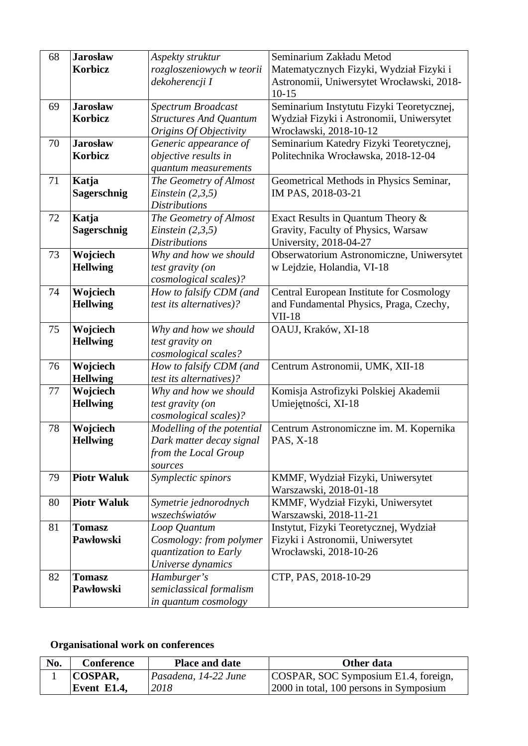| 68 | **Jarosław Korbicz** | *Aspekty struktur rozgloszeniowych w teorii dekoherencji I* | Seminarium Zakładu Metod Matematycznych Fizyki, Wydział Fizyki i Astronomii, Uniwersytet Wrocławski, 2018-10-15 |
|---|---|---|---|
| 69 | **Jarosław Korbicz** | *Spectrum Broadcast Structures And Quantum Origins Of Objectivity* | Seminarium Instytutu Fizyki Teoretycznej, Wydział Fizyki i Astronomii, Uniwersytet Wrocławski, 2018-10-12 |
| 70 | **Jarosław Korbicz** | *Generic appearance of objective results in quantum measurements* | Seminarium Katedry Fizyki Teoretycznej, Politechnika Wrocławska, 2018-12-04 |
| 71 | **Katja Sagerschnig** | *The Geometry of Almost Einstein (2,3,5) Distributions* | Geometrical Methods in Physics Seminar, IM PAS, 2018-03-21 |
| 72 | **Katja Sagerschnig** | *The Geometry of Almost Einstein (2,3,5) Distributions* | Exact Results in Quantum Theory & Gravity, Faculty of Physics, Warsaw University, 2018-04-27 |
| 73 | **Wojciech Hellwing** | *Why and how we should test gravity (on cosmological scales)?* | Obserwatorium Astronomiczne, Uniwersytet w Lejdzie, Holandia, VI-18 |
| 74 | **Wojciech Hellwing** | *How to falsify CDM (and test its alternatives)?* | Central European Institute for Cosmology and Fundamental Physics, Praga, Czechy, VII-18 |
| 75 | **Wojciech Hellwing** | *Why and how we should test gravity on cosmological scales?* | OAUJ, Kraków, XI-18 |
| 76 | **Wojciech Hellwing** | *How to falsify CDM (and test its alternatives)?* | Centrum Astronomii, UMK, XII-18 |
| 77 | **Wojciech Hellwing** | *Why and how we should test gravity (on cosmological scales)?* | Komisja Astrofizyki Polskiej Akademii Umiejętności, XI-18 |
| 78 | **Wojciech Hellwing** | *Modelling of the potential Dark matter decay signal from the Local Group sources* | Centrum Astronomiczne im. M. Kopernika PAS, X-18 |
| 79 | **Piotr Waluk** | *Symplectic spinors* | KMMF, Wydział Fizyki, Uniwersytet Warszawski, 2018-01-18 |
| 80 | **Piotr Waluk** | *Symetrie jednorodnych wszechświatów* | KMMF, Wydział Fizyki, Uniwersytet Warszawski, 2018-11-21 |
| 81 | **Tomasz Pawłowski** | *Loop Quantum Cosmology: from polymer quantization to Early Universe dynamics* | Instytut, Fizyki Teoretycznej, Wydział Fizyki i Astronomii, Uniwersytet Wrocławski, 2018-10-26 |
| 82 | **Tomasz Pawłowski** | *Hamburger's semiclassical formalism in quantum cosmology* | CTP, PAS, 2018-10-29 |

**Organisational work on conferences**

| No. | Conference | Place and date | Other data |
|---|---|---|---|
| 1 | **COSPAR, Event E1.4,** | *Pasadena, 14-22 June 2018* | COSPAR, SOC Symposium E1.4, foreign, 2000 in total, 100 persons in Symposium |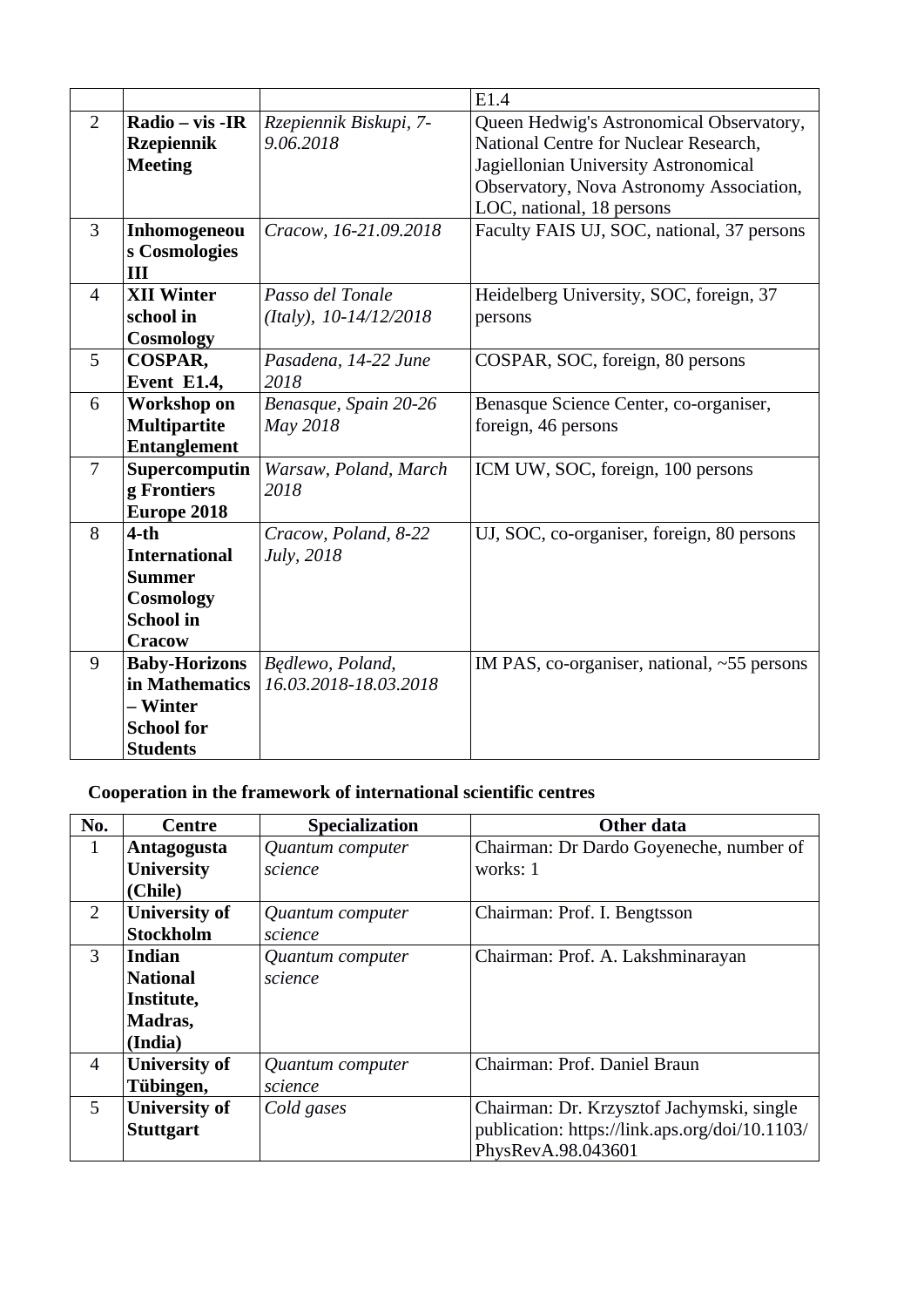| | | | E1.4 |
|---|---|---|---|
| 2 | **Radio – vis -IR Rzepiennik Meeting** | *Rzepiennik Biskupi, 7-9.06.2018* | Queen Hedwig's Astronomical Observatory, National Centre for Nuclear Research, Jagiellonian University Astronomical Observatory, Nova Astronomy Association, LOC, national, 18 persons |
| 3 | **Inhomogeneous Cosmologies III** | *Cracow, 16-21.09.2018* | Faculty FAIS UJ, SOC, national, 37 persons |
| 4 | **XII Winter school in Cosmology** | *Passo del Tonale (Italy), 10-14/12/2018* | Heidelberg University, SOC, foreign, 37 persons |
| 5 | **COSPAR, Event E1.4,** | *Pasadena, 14-22 June 2018* | COSPAR, SOC, foreign, 80 persons |
| 6 | **Workshop on Multipartite Entanglement** | *Benasque, Spain 20-26 May 2018* | Benasque Science Center, co-organiser, foreign, 46 persons |
| 7 | **Supercomputing Frontiers Europe 2018** | *Warsaw, Poland, March 2018* | ICM UW, SOC, foreign, 100 persons |
| 8 | **4-th International Summer Cosmology School in Cracow** | *Cracow, Poland, 8-22 July, 2018* | UJ, SOC, co-organiser, foreign, 80 persons |
| 9 | **Baby-Horizons in Mathematics – Winter School for Students** | *Będlewo, Poland, 16.03.2018-18.03.2018* | IM PAS, co-organiser, national, ~55 persons |

**Cooperation in the framework of international scientific centres**

| No. | Centre | Specialization | Other data |
|---|---|---|---|
| 1 | **Antagogusta University (Chile)** | *Quantum computer science* | Chairman: Dr Dardo Goyeneche, number of works: 1 |
| 2 | **University of Stockholm** | *Quantum computer science* | Chairman: Prof. I. Bengtsson |
| 3 | **Indian National Institute, Madras, (India)** | *Quantum computer science* | Chairman: Prof. A. Lakshminarayan |
| 4 | **University of Tübingen,** | *Quantum computer science* | Chairman: Prof. Daniel Braun |
| 5 | **University of Stuttgart** | *Cold gases* | Chairman: Dr. Krzysztof Jachymski, single publication: https://link.aps.org/doi/10.1103/PhysRevA.98.043601 |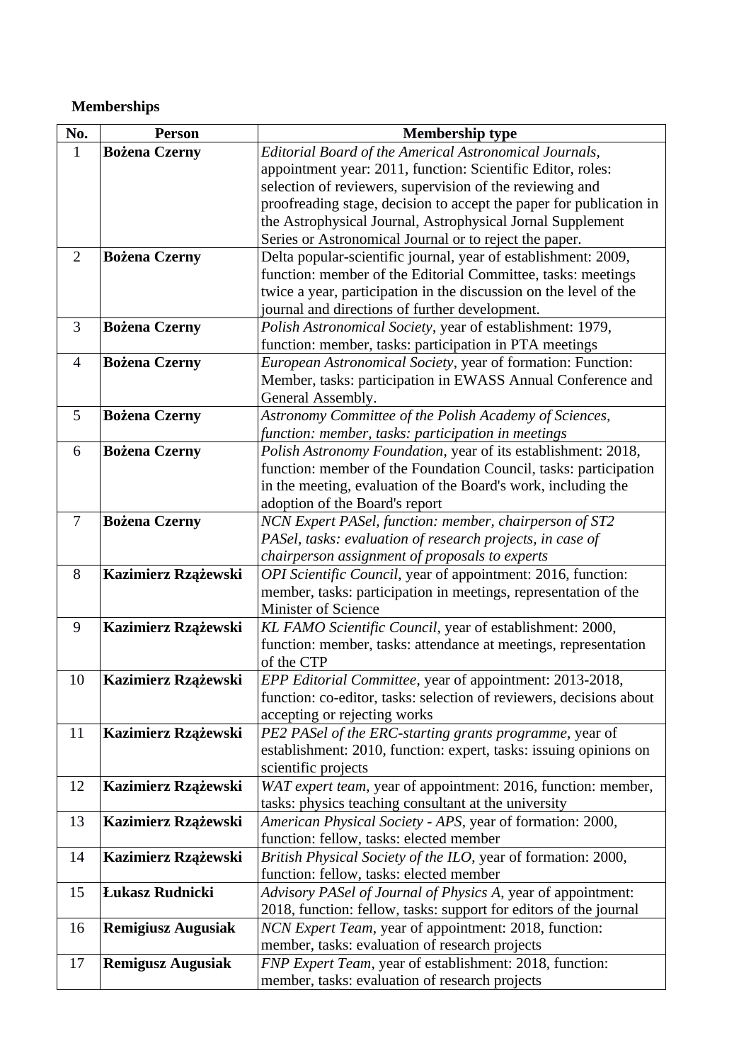**Memberships**

| No. | Person | Membership type |
|---|---|---|
| 1 | **Bożena Czerny** | *Editorial Board of the Americal Astronomical Journals*, appointment year: 2011, function: Scientific Editor, roles: selection of reviewers, supervision of the reviewing and proofreading stage, decision to accept the paper for publication in the Astrophysical Journal, Astrophysical Jornal Supplement Series or Astronomical Journal or to reject the paper. |
| 2 | **Bożena Czerny** | Delta popular-scientific journal, year of establishment: 2009, function: member of the Editorial Committee, tasks: meetings twice a year, participation in the discussion on the level of the journal and directions of further development. |
| 3 | **Bożena Czerny** | *Polish Astronomical Society*, year of establishment: 1979, function: member, tasks: participation in PTA meetings |
| 4 | **Bożena Czerny** | *European Astronomical Society*, year of formation: Function: Member, tasks: participation in EWASS Annual Conference and General Assembly. |
| 5 | **Bożena Czerny** | *Astronomy Committee of the Polish Academy of Sciences, function: member, tasks: participation in meetings* |
| 6 | **Bożena Czerny** | *Polish Astronomy Foundation*, year of its establishment: 2018, function: member of the Foundation Council, tasks: participation in the meeting, evaluation of the Board's work, including the adoption of the Board's report |
| 7 | **Bożena Czerny** | *NCN Expert PASel, function: member, chairperson of ST2 PASel, tasks: evaluation of research projects, in case of chairperson assignment of proposals to experts* |
| 8 | **Kazimierz Rzążewski** | *OPI Scientific Council*, year of appointment: 2016, function: member, tasks: participation in meetings, representation of the Minister of Science |
| 9 | **Kazimierz Rzążewski** | *KL FAMO Scientific Council*, year of establishment: 2000, function: member, tasks: attendance at meetings, representation of the CTP |
| 10 | **Kazimierz Rzążewski** | *EPP Editorial Committee*, year of appointment: 2013-2018, function: co-editor, tasks: selection of reviewers, decisions about accepting or rejecting works |
| 11 | **Kazimierz Rzążewski** | *PE2 PASel of the ERC-starting grants programme*, year of establishment: 2010, function: expert, tasks: issuing opinions on scientific projects |
| 12 | **Kazimierz Rzążewski** | *WAT expert team*, year of appointment: 2016, function: member, tasks: physics teaching consultant at the university |
| 13 | **Kazimierz Rzążewski** | *American Physical Society - APS*, year of formation: 2000, function: fellow, tasks: elected member |
| 14 | **Kazimierz Rzążewski** | *British Physical Society of the ILO*, year of formation: 2000, function: fellow, tasks: elected member |
| 15 | **Łukasz Rudnicki** | *Advisory PASel of Journal of Physics A*, year of appointment: 2018, function: fellow, tasks: support for editors of the journal |
| 16 | **Remigiusz Augusiak** | *NCN Expert Team*, year of appointment: 2018, function: member, tasks: evaluation of research projects |
| 17 | **Remigusz Augusiak** | *FNP Expert Team*, year of establishment: 2018, function: member, tasks: evaluation of research projects |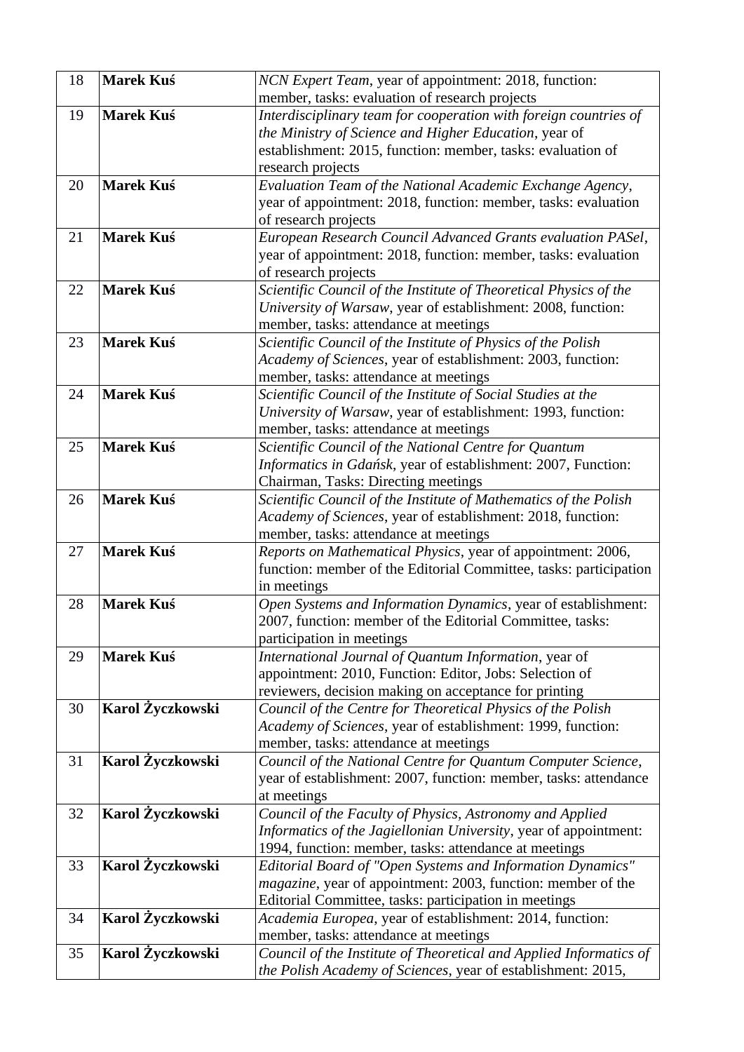| 18 | **Marek Kuś** | *NCN Expert Team*, year of appointment: 2018, function: member, tasks: evaluation of research projects |
|---|---|---|
| 19 | **Marek Kuś** | *Interdisciplinary team for cooperation with foreign countries of the Ministry of Science and Higher Education*, year of establishment: 2015, function: member, tasks: evaluation of research projects |
| 20 | **Marek Kuś** | *Evaluation Team of the National Academic Exchange Agency*, year of appointment: 2018, function: member, tasks: evaluation of research projects |
| 21 | **Marek Kuś** | *European Research Council Advanced Grants evaluation PASel*, year of appointment: 2018, function: member, tasks: evaluation of research projects |
| 22 | **Marek Kuś** | *Scientific Council of the Institute of Theoretical Physics of the University of Warsaw*, year of establishment: 2008, function: member, tasks: attendance at meetings |
| 23 | **Marek Kuś** | *Scientific Council of the Institute of Physics of the Polish Academy of Sciences*, year of establishment: 2003, function: member, tasks: attendance at meetings |
| 24 | **Marek Kuś** | *Scientific Council of the Institute of Social Studies at the University of Warsaw*, year of establishment: 1993, function: member, tasks: attendance at meetings |
| 25 | **Marek Kuś** | *Scientific Council of the National Centre for Quantum Informatics in Gdańsk*, year of establishment: 2007, Function: Chairman, Tasks: Directing meetings |
| 26 | **Marek Kuś** | *Scientific Council of the Institute of Mathematics of the Polish Academy of Sciences*, year of establishment: 2018, function: member, tasks: attendance at meetings |
| 27 | **Marek Kuś** | *Reports on Mathematical Physics*, year of appointment: 2006, function: member of the Editorial Committee, tasks: participation in meetings |
| 28 | **Marek Kuś** | *Open Systems and Information Dynamics*, year of establishment: 2007, function: member of the Editorial Committee, tasks: participation in meetings |
| 29 | **Marek Kuś** | *International Journal of Quantum Information*, year of appointment: 2010, Function: Editor, Jobs: Selection of reviewers, decision making on acceptance for printing |
| 30 | **Karol Życzkowski** | *Council of the Centre for Theoretical Physics of the Polish Academy of Sciences*, year of establishment: 1999, function: member, tasks: attendance at meetings |
| 31 | **Karol Życzkowski** | *Council of the National Centre for Quantum Computer Science*, year of establishment: 2007, function: member, tasks: attendance at meetings |
| 32 | **Karol Życzkowski** | *Council of the Faculty of Physics, Astronomy and Applied Informatics of the Jagiellonian University*, year of appointment: 1994, function: member, tasks: attendance at meetings |
| 33 | **Karol Życzkowski** | *Editorial Board of "Open Systems and Information Dynamics" magazine*, year of appointment: 2003, function: member of the Editorial Committee, tasks: participation in meetings |
| 34 | **Karol Życzkowski** | *Academia Europea*, year of establishment: 2014, function: member, tasks: attendance at meetings |
| 35 | **Karol Życzkowski** | *Council of the Institute of Theoretical and Applied Informatics of the Polish Academy of Sciences*, year of establishment: 2015, |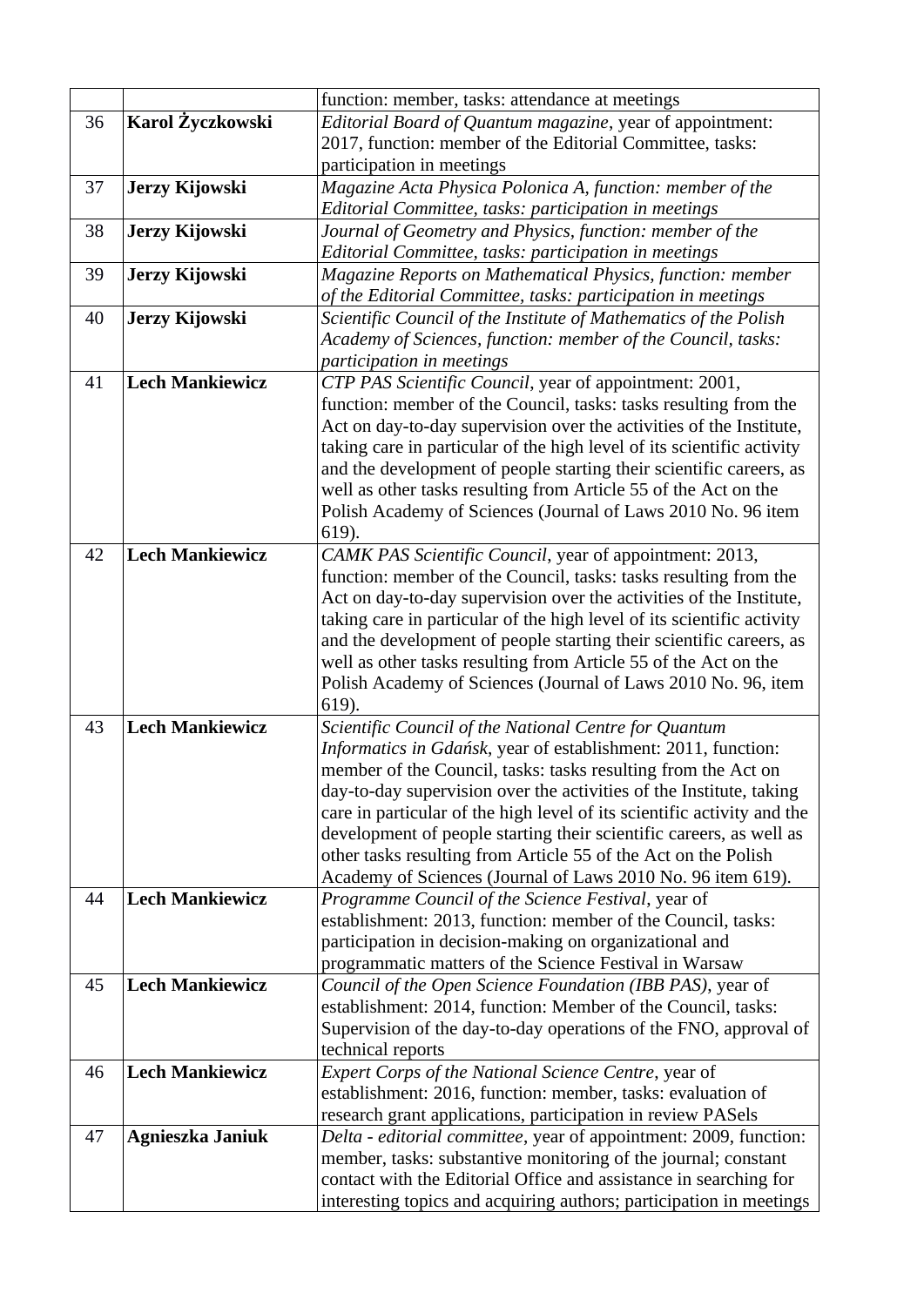|  |  | function: member, tasks: attendance at meetings |
|---|---|---|
| 36 | **Karol Życzkowski** | *Editorial Board of Quantum magazine*, year of appointment: 2017, function: member of the Editorial Committee, tasks: participation in meetings |
| 37 | **Jerzy Kijowski** | *Magazine Acta Physica Polonica A, function: member of the Editorial Committee, tasks: participation in meetings* |
| 38 | **Jerzy Kijowski** | *Journal of Geometry and Physics, function: member of the Editorial Committee, tasks: participation in meetings* |
| 39 | **Jerzy Kijowski** | *Magazine Reports on Mathematical Physics, function: member of the Editorial Committee, tasks: participation in meetings* |
| 40 | **Jerzy Kijowski** | *Scientific Council of the Institute of Mathematics of the Polish Academy of Sciences, function: member of the Council, tasks: participation in meetings* |
| 41 | **Lech Mankiewicz** | *CTP PAS Scientific Council*, year of appointment: 2001, function: member of the Council, tasks: tasks resulting from the Act on day-to-day supervision over the activities of the Institute, taking care in particular of the high level of its scientific activity and the development of people starting their scientific careers, as well as other tasks resulting from Article 55 of the Act on the Polish Academy of Sciences (Journal of Laws 2010 No. 96 item 619). |
| 42 | **Lech Mankiewicz** | *CAMK PAS Scientific Council*, year of appointment: 2013, function: member of the Council, tasks: tasks resulting from the Act on day-to-day supervision over the activities of the Institute, taking care in particular of the high level of its scientific activity and the development of people starting their scientific careers, as well as other tasks resulting from Article 55 of the Act on the Polish Academy of Sciences (Journal of Laws 2010 No. 96, item 619). |
| 43 | **Lech Mankiewicz** | *Scientific Council of the National Centre for Quantum Informatics in Gdańsk*, year of establishment: 2011, function: member of the Council, tasks: tasks resulting from the Act on day-to-day supervision over the activities of the Institute, taking care in particular of the high level of its scientific activity and the development of people starting their scientific careers, as well as other tasks resulting from Article 55 of the Act on the Polish Academy of Sciences (Journal of Laws 2010 No. 96 item 619). |
| 44 | **Lech Mankiewicz** | *Programme Council of the Science Festival*, year of establishment: 2013, function: member of the Council, tasks: participation in decision-making on organizational and programmatic matters of the Science Festival in Warsaw |
| 45 | **Lech Mankiewicz** | *Council of the Open Science Foundation (IBB PAS)*, year of establishment: 2014, function: Member of the Council, tasks: Supervision of the day-to-day operations of the FNO, approval of technical reports |
| 46 | **Lech Mankiewicz** | *Expert Corps of the National Science Centre*, year of establishment: 2016, function: member, tasks: evaluation of research grant applications, participation in review PASels |
| 47 | **Agnieszka Janiuk** | *Delta - editorial committee*, year of appointment: 2009, function: member, tasks: substantive monitoring of the journal; constant contact with the Editorial Office and assistance in searching for interesting topics and acquiring authors; participation in meetings |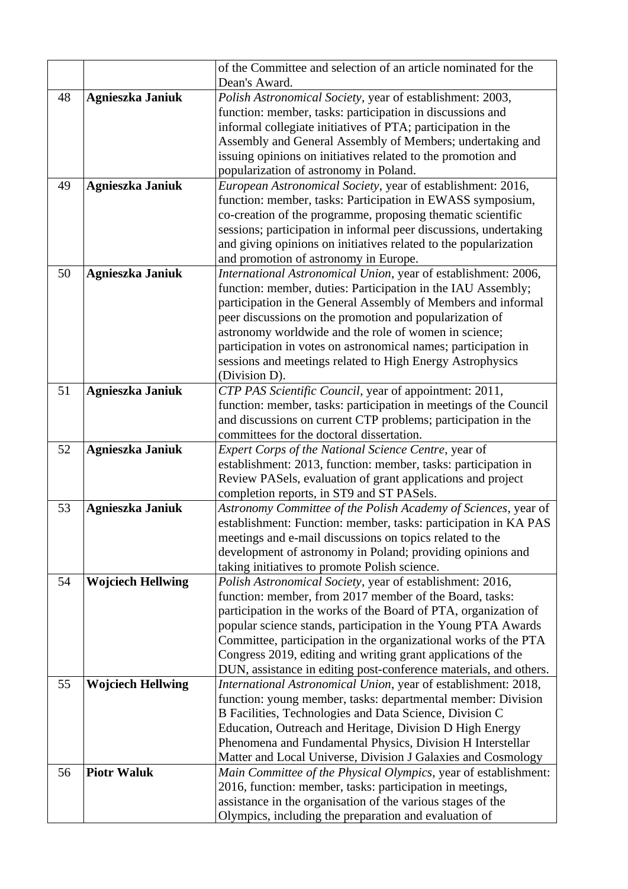|  |  |  |
|---|---|---|
|  |  | of the Committee and selection of an article nominated for the Dean's Award. |
| 48 | **Agnieszka Janiuk** | *Polish Astronomical Society*, year of establishment: 2003, function: member, tasks: participation in discussions and informal collegiate initiatives of PTA; participation in the Assembly and General Assembly of Members; undertaking and issuing opinions on initiatives related to the promotion and popularization of astronomy in Poland. |
| 49 | **Agnieszka Janiuk** | *European Astronomical Society*, year of establishment: 2016, function: member, tasks: Participation in EWASS symposium, co-creation of the programme, proposing thematic scientific sessions; participation in informal peer discussions, undertaking and giving opinions on initiatives related to the popularization and promotion of astronomy in Europe. |
| 50 | **Agnieszka Janiuk** | *International Astronomical Union*, year of establishment: 2006, function: member, duties: Participation in the IAU Assembly; participation in the General Assembly of Members and informal peer discussions on the promotion and popularization of astronomy worldwide and the role of women in science; participation in votes on astronomical names; participation in sessions and meetings related to High Energy Astrophysics (Division D). |
| 51 | **Agnieszka Janiuk** | *CTP PAS Scientific Council*, year of appointment: 2011, function: member, tasks: participation in meetings of the Council and discussions on current CTP problems; participation in the committees for the doctoral dissertation. |
| 52 | **Agnieszka Janiuk** | *Expert Corps of the National Science Centre*, year of establishment: 2013, function: member, tasks: participation in Review PASels, evaluation of grant applications and project completion reports, in ST9 and ST PASels. |
| 53 | **Agnieszka Janiuk** | *Astronomy Committee of the Polish Academy of Sciences*, year of establishment: Function: member, tasks: participation in KA PAS meetings and e-mail discussions on topics related to the development of astronomy in Poland; providing opinions and taking initiatives to promote Polish science. |
| 54 | **Wojciech Hellwing** | *Polish Astronomical Society*, year of establishment: 2016, function: member, from 2017 member of the Board, tasks: participation in the works of the Board of PTA, organization of popular science stands, participation in the Young PTA Awards Committee, participation in the organizational works of the PTA Congress 2019, editing and writing grant applications of the DUN, assistance in editing post-conference materials, and others. |
| 55 | **Wojciech Hellwing** | *International Astronomical Union*, year of establishment: 2018, function: young member, tasks: departmental member: Division B Facilities, Technologies and Data Science, Division C Education, Outreach and Heritage, Division D High Energy Phenomena and Fundamental Physics, Division H Interstellar Matter and Local Universe, Division J Galaxies and Cosmology |
| 56 | **Piotr Waluk** | *Main Committee of the Physical Olympics*, year of establishment: 2016, function: member, tasks: participation in meetings, assistance in the organisation of the various stages of the Olympics, including the preparation and evaluation of |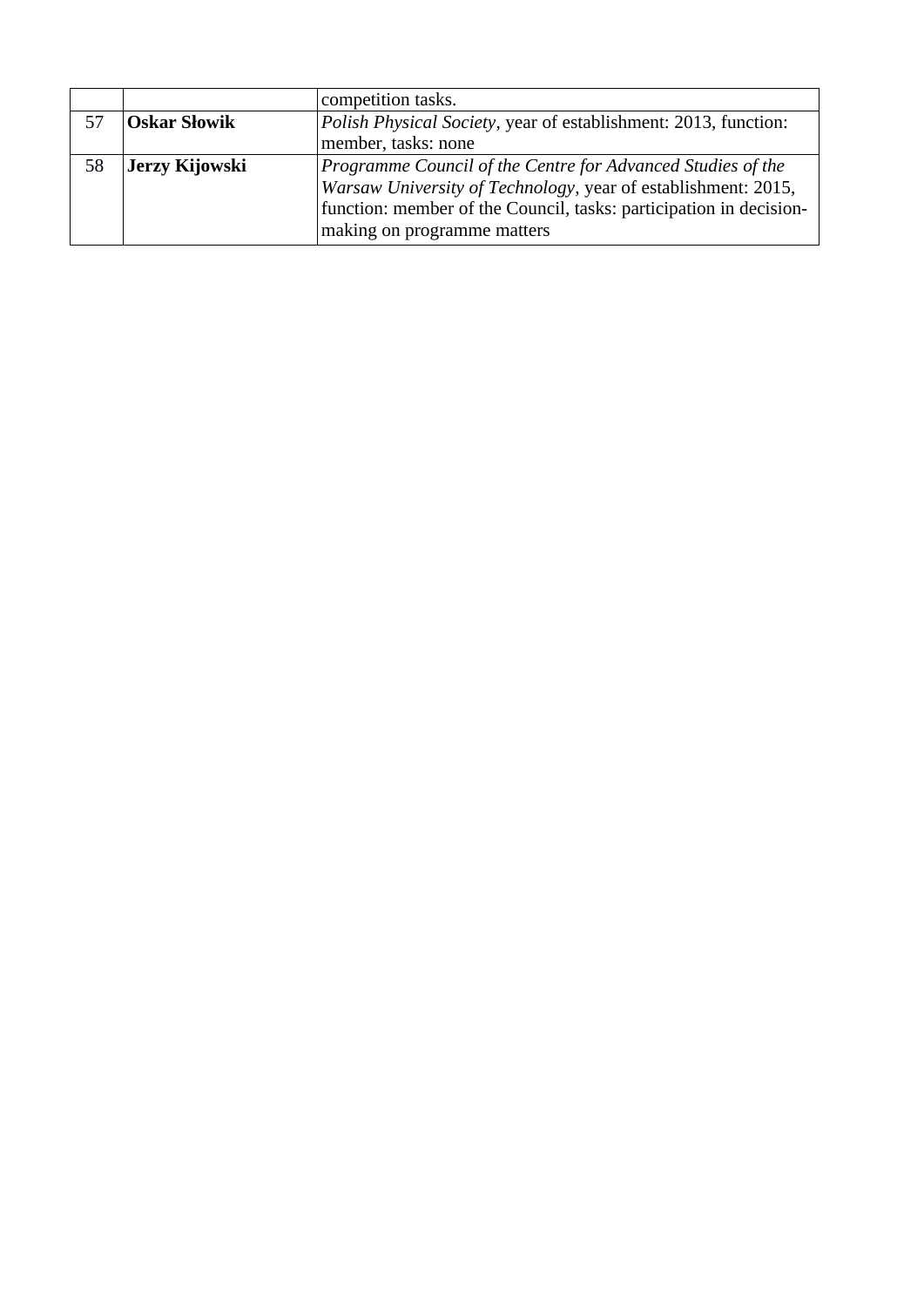| | | |
|---|---|---|
| | | competition tasks. |
| 57 | **Oskar Słowik** | *Polish Physical Society*, year of establishment: 2013, function: member, tasks: none |
| 58 | **Jerzy Kijowski** | *Programme Council of the Centre for Advanced Studies of the Warsaw University of Technology*, year of establishment: 2015, function: member of the Council, tasks: participation in decision-making on programme matters |